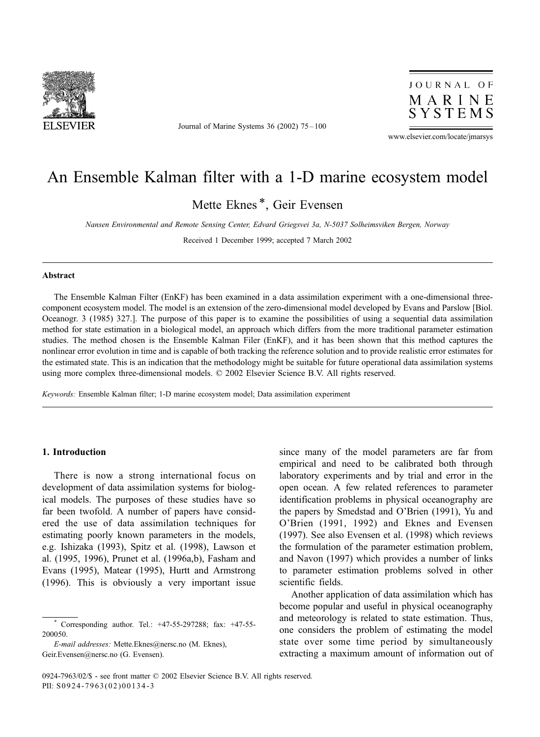# An Ensemble Kalman filter with a 1-D marine ecosystem model

Mette Eknes*, Geir Evensen

*Nansen Environmental and Remote Sensing Center, Edvard Griegsvei 3a, N-5037 Solheimsviken Bergen, Norway*

Received 1 December 1999; accepted 7 March 2002

## Abstract

The Ensemble Kalman Filter (EnKF) has been examined in a data assimilation experiment with a one-dimensional three-component ecosystem model. The model is an extension of the zero-dimensional model developed by Evans and Parslow [Biol. Oceanogr. 3 (1985) 327.]. The purpose of this paper is to examine the possibilities of using a sequential data assimilation method for state estimation in a biological model, an approach which differs from the more traditional parameter estimation studies. The method chosen is the Ensemble Kalman Filer (EnKF), and it has been shown that this method captures the nonlinear error evolution in time and is capable of both tracking the reference solution and to provide realistic error estimates for the estimated state. This is an indication that the methodology might be suitable for future operational data assimilation systems using more complex three-dimensional models. © 2002 Elsevier Science B.V. All rights reserved.

*Keywords:* Ensemble Kalman filter; 1-D marine ecosystem model; Data assimilation experiment

## 1. Introduction

There is now a strong international focus on development of data assimilation systems for biological models. The purposes of these studies have so far been twofold. A number of papers have considered the use of data assimilation techniques for estimating poorly known parameters in the models, e.g. Ishizaka (1993), Spitz et al. (1998), Lawson et al. (1995, 1996), Prunet et al. (1996a,b), Fasham and Evans (1995), Matear (1995), Hurtt and Armstrong (1996). This is obviously a very important issue since many of the model parameters are far from empirical and need to be calibrated both through laboratory experiments and by trial and error in the open ocean. A few related references to parameter identification problems in physical oceanography are the papers by Smedstad and O'Brien (1991), Yu and O'Brien (1991, 1992) and Eknes and Evensen (1997). See also Evensen et al. (1998) which reviews the formulation of the parameter estimation problem, and Navon (1997) which provides a number of links to parameter estimation problems solved in other scientific fields.

Another application of data assimilation which has become popular and useful in physical oceanography and meteorology is related to state estimation. Thus, one considers the problem of estimating the model state over some time period by simultaneously extracting a maximum amount of information out of

---

* Corresponding author. Tel.: +47-55-297288; fax: +47-55-200050.

*E-mail addresses:* Mette.Eknes@nersc.no (M. Eknes), Geir.Evensen@nersc.no (G. Evensen).

0924-7963/02/$ - see front matter © 2002 Elsevier Science B.V. All rights reserved.
PII: S0924-7963(02)00134-3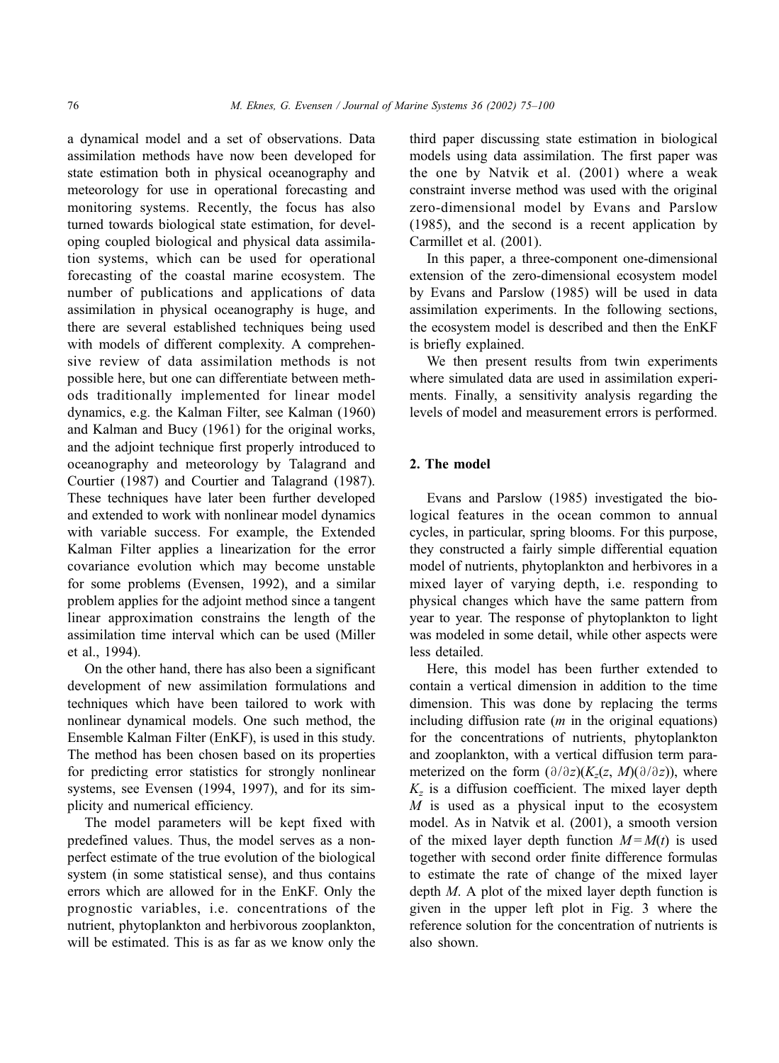a dynamical model and a set of observations. Data assimilation methods have now been developed for state estimation both in physical oceanography and meteorology for use in operational forecasting and monitoring systems. Recently, the focus has also turned towards biological state estimation, for developing coupled biological and physical data assimilation systems, which can be used for operational forecasting of the coastal marine ecosystem. The number of publications and applications of data assimilation in physical oceanography is huge, and there are several established techniques being used with models of different complexity. A comprehensive review of data assimilation methods is not possible here, but one can differentiate between methods traditionally implemented for linear model dynamics, e.g. the Kalman Filter, see Kalman (1960) and Kalman and Bucy (1961) for the original works, and the adjoint technique first properly introduced to oceanography and meteorology by Talagrand and Courtier (1987) and Courtier and Talagrand (1987). These techniques have later been further developed and extended to work with nonlinear model dynamics with variable success. For example, the Extended Kalman Filter applies a linearization for the error covariance evolution which may become unstable for some problems (Evensen, 1992), and a similar problem applies for the adjoint method since a tangent linear approximation constrains the length of the assimilation time interval which can be used (Miller et al., 1994).

On the other hand, there has also been a significant development of new assimilation formulations and techniques which have been tailored to work with nonlinear dynamical models. One such method, the Ensemble Kalman Filter (EnKF), is used in this study. The method has been chosen based on its properties for predicting error statistics for strongly nonlinear systems, see Evensen (1994, 1997), and for its simplicity and numerical efficiency.

The model parameters will be kept fixed with predefined values. Thus, the model serves as a nonperfect estimate of the true evolution of the biological system (in some statistical sense), and thus contains errors which are allowed for in the EnKF. Only the prognostic variables, i.e. concentrations of the nutrient, phytoplankton and herbivorous zooplankton, will be estimated. This is as far as we know only the third paper discussing state estimation in biological models using data assimilation. The first paper was the one by Natvik et al. (2001) where a weak constraint inverse method was used with the original zero-dimensional model by Evans and Parslow (1985), and the second is a recent application by Carmillet et al. (2001).

In this paper, a three-component one-dimensional extension of the zero-dimensional ecosystem model by Evans and Parslow (1985) will be used in data assimilation experiments. In the following sections, the ecosystem model is described and then the EnKF is briefly explained.

We then present results from twin experiments where simulated data are used in assimilation experiments. Finally, a sensitivity analysis regarding the levels of model and measurement errors is performed.

## 2. The model

Evans and Parslow (1985) investigated the biological features in the ocean common to annual cycles, in particular, spring blooms. For this purpose, they constructed a fairly simple differential equation model of nutrients, phytoplankton and herbivores in a mixed layer of varying depth, i.e. responding to physical changes which have the same pattern from year to year. The response of phytoplankton to light was modeled in some detail, while other aspects were less detailed.

Here, this model has been further extended to contain a vertical dimension in addition to the time dimension. This was done by replacing the terms including diffusion rate ($m$ in the original equations) for the concentrations of nutrients, phytoplankton and zooplankton, with a vertical diffusion term parameterized on the form $(\partial/\partial z)(K_z(z, M)(\partial/\partial z))$, where $K_z$ is a diffusion coefficient. The mixed layer depth $M$ is used as a physical input to the ecosystem model. As in Natvik et al. (2001), a smooth version of the mixed layer depth function $M = M(t)$ is used together with second order finite difference formulas to estimate the rate of change of the mixed layer depth $M$. A plot of the mixed layer depth function is given in the upper left plot in Fig. 3 where the reference solution for the concentration of nutrients is also shown.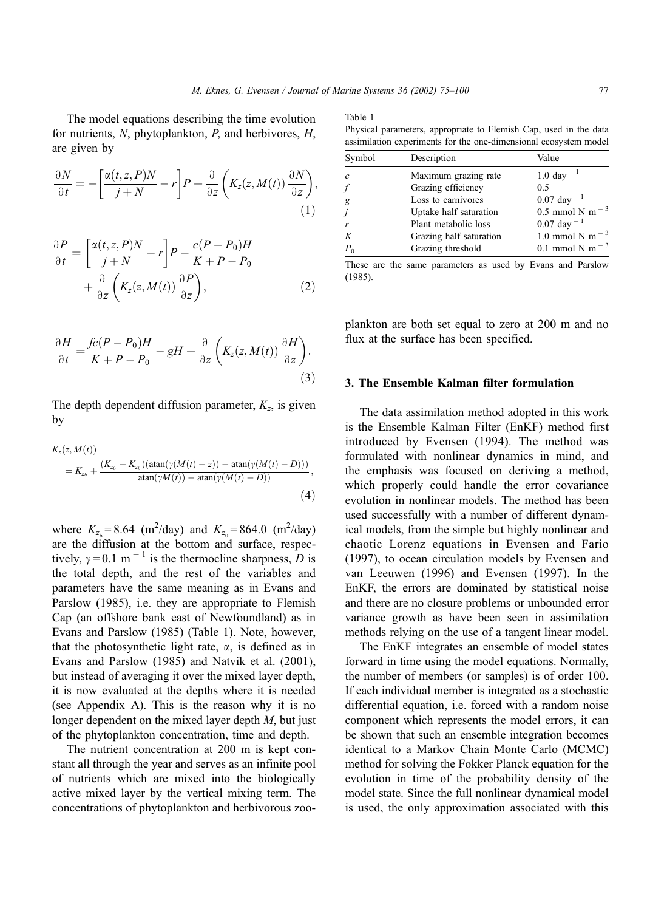The model equations describing the time evolution for nutrients, $N$, phytoplankton, $P$, and herbivores, $H$, are given by

$$\frac{\partial N}{\partial t} = -\left[\frac{\alpha(t,z,P)N}{j+N} - r\right]P + \frac{\partial}{\partial z}\left(K_z(z,M(t))\frac{\partial N}{\partial z}\right), \tag{1}$$

$$\frac{\partial P}{\partial t} = \left[\frac{\alpha(t,z,P)N}{j+N} - r\right]P - \frac{c(P-P_0)H}{K+P-P_0} + \frac{\partial}{\partial z}\left(K_z(z,M(t))\frac{\partial P}{\partial z}\right), \tag{2}$$

$$\frac{\partial H}{\partial t} = \frac{fc(P-P_0)H}{K+P-P_0} - gH + \frac{\partial}{\partial z}\left(K_z(z,M(t))\frac{\partial H}{\partial z}\right). \tag{3}$$

The depth dependent diffusion parameter, $K_z$, is given by

$$K_z(z,M(t)) = K_{z_b} + \frac{(K_{z_0} - K_{z_b})(\mathrm{atan}(\gamma(M(t)-z)) - \mathrm{atan}(\gamma(M(t)-D)))}{\mathrm{atan}(\gamma M(t)) - \mathrm{atan}(\gamma(M(t)-D))}, \tag{4}$$

where $K_{z_b} = 8.64$ ($\mathrm{m}^2$/day) and $K_{z_0} = 864.0$ ($\mathrm{m}^2$/day) are the diffusion at the bottom and surface, respectively, $\gamma = 0.1\ \mathrm{m}^{-1}$ is the thermocline sharpness, $D$ is the total depth, and the rest of the variables and parameters have the same meaning as in Evans and Parslow (1985), i.e. they are appropriate to Flemish Cap (an offshore bank east of Newfoundland) as in Evans and Parslow (1985) (Table 1). Note, however, that the photosynthetic light rate, $\alpha$, is defined as in Evans and Parslow (1985) and Natvik et al. (2001), but instead of averaging it over the mixed layer depth, it is now evaluated at the depths where it is needed (see Appendix A). This is the reason why it is no longer dependent on the mixed layer depth $M$, but just of the phytoplankton concentration, time and depth.

The nutrient concentration at 200 m is kept constant all through the year and serves as an infinite pool of nutrients which are mixed into the biologically active mixed layer by the vertical mixing term. The concentrations of phytoplankton and herbivorous zooplankton are both set equal to zero at 200 m and no flux at the surface has been specified.

Table 1
Physical parameters, appropriate to Flemish Cap, used in the data assimilation experiments for the one-dimensional ecosystem model

| Symbol | Description | Value |
|---|---|---|
| $c$ | Maximum grazing rate | $1.0\ \mathrm{day}^{-1}$ |
| $f$ | Grazing efficiency | 0.5 |
| $g$ | Loss to carnivores | $0.07\ \mathrm{day}^{-1}$ |
| $j$ | Uptake half saturation | $0.5\ \mathrm{mmol\ N\ m}^{-3}$ |
| $r$ | Plant metabolic loss | $0.07\ \mathrm{day}^{-1}$ |
| $K$ | Grazing half saturation | $1.0\ \mathrm{mmol\ N\ m}^{-3}$ |
| $P_0$ | Grazing threshold | $0.1\ \mathrm{mmol\ N\ m}^{-3}$ |

These are the same parameters as used by Evans and Parslow (1985).

## 3. The Ensemble Kalman filter formulation

The data assimilation method adopted in this work is the Ensemble Kalman Filter (EnKF) method first introduced by Evensen (1994). The method was formulated with nonlinear dynamics in mind, and the emphasis was focused on deriving a method, which properly could handle the error covariance evolution in nonlinear models. The method has been used successfully with a number of different dynamical models, from the simple but highly nonlinear and chaotic Lorenz equations in Evensen and Fario (1997), to ocean circulation models by Evensen and van Leeuwen (1996) and Evensen (1997). In the EnKF, the errors are dominated by statistical noise and there are no closure problems or unbounded error variance growth as have been seen in assimilation methods relying on the use of a tangent linear model.

The EnKF integrates an ensemble of model states forward in time using the model equations. Normally, the number of members (or samples) is of order 100. If each individual member is integrated as a stochastic differential equation, i.e. forced with a random noise component which represents the model errors, it can be shown that such an ensemble integration becomes identical to a Markov Chain Monte Carlo (MCMC) method for solving the Fokker Planck equation for the evolution in time of the probability density of the model state. Since the full nonlinear dynamical model is used, the only approximation associated with this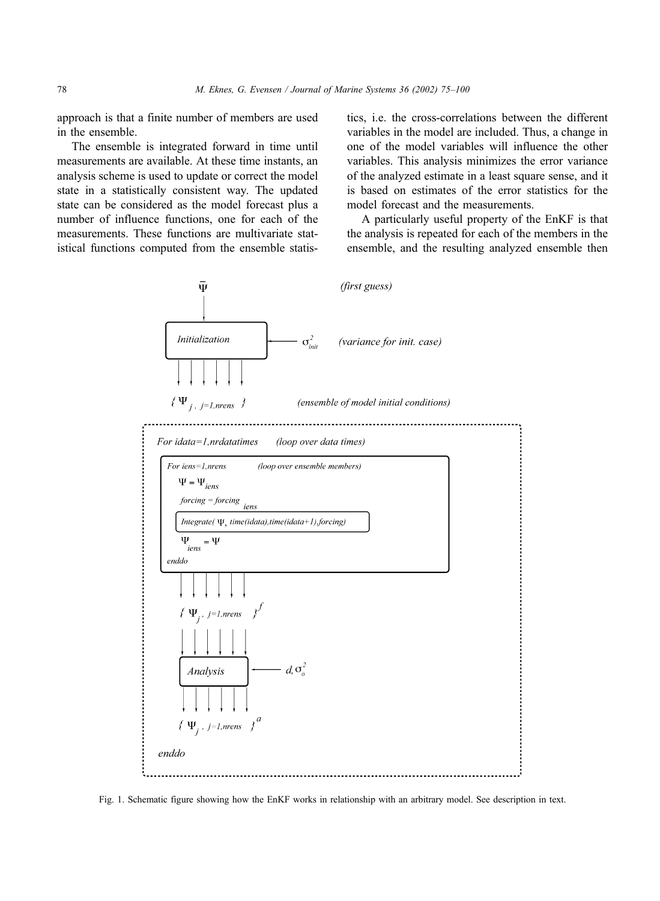approach is that a finite number of members are used in the ensemble.

The ensemble is integrated forward in time until measurements are available. At these time instants, an analysis scheme is used to update or correct the model state in a statistically consistent way. The updated state can be considered as the model forecast plus a number of influence functions, one for each of the measurements. These functions are multivariate statistical functions computed from the ensemble statistics, i.e. the cross-correlations between the different variables in the model are included. Thus, a change in one of the model variables will influence the other variables. This analysis minimizes the error variance of the analyzed estimate in a least square sense, and it is based on estimates of the error statistics for the model forecast and the measurements.

A particularly useful property of the EnKF is that the analysis is repeated for each of the members in the ensemble, and the resulting analyzed ensemble then

```
Ψ̄                                   (first guess)
 |
[Initialization] <---- σ²_init       (variance for init. case)
 |
{ Ψ_j , j=1,nrens }                  (ensemble of model initial conditions)

For idata=1,nrdatatimes     (loop over data times)
   For iens=1,nrens          (loop over ensemble members)
      Ψ = Ψ_iens
      forcing = forcing_iens
      Integrate( Ψ, time(idata),time(idata+1),forcing)
      Ψ_iens = Ψ
   enddo
   { Ψ_j , j=1,nrens }^f
   [Analysis] <---- d, σ²_o
   { Ψ_j , j=1,nrens }^a
enddo
```

Fig. 1. Schematic figure showing how the EnKF works in relationship with an arbitrary model. See description in text.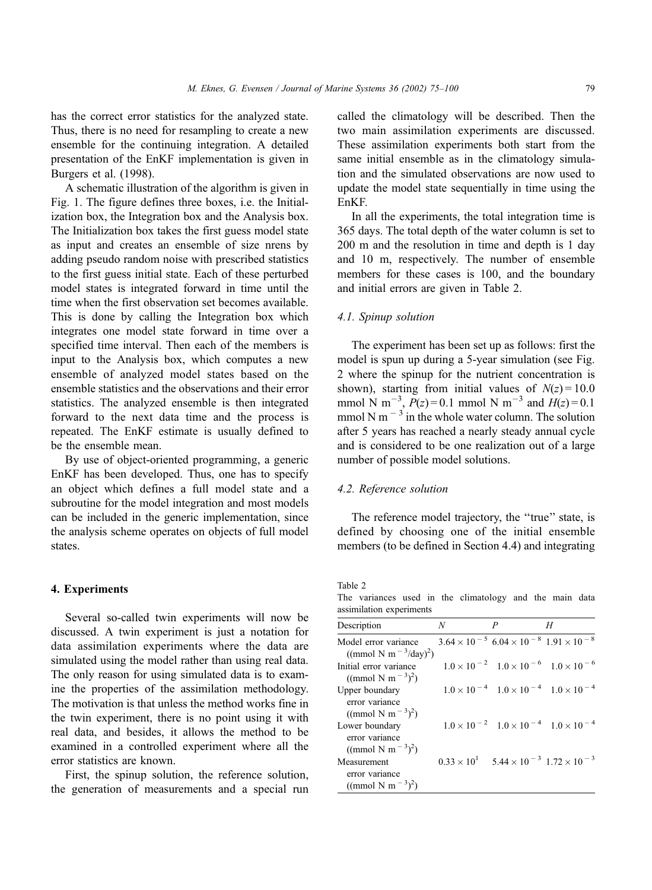has the correct error statistics for the analyzed state. Thus, there is no need for resampling to create a new ensemble for the continuing integration. A detailed presentation of the EnKF implementation is given in Burgers et al. (1998).

A schematic illustration of the algorithm is given in Fig. 1. The figure defines three boxes, i.e. the Initialization box, the Integration box and the Analysis box. The Initialization box takes the first guess model state as input and creates an ensemble of size nrens by adding pseudo random noise with prescribed statistics to the first guess initial state. Each of these perturbed model states is integrated forward in time until the time when the first observation set becomes available. This is done by calling the Integration box which integrates one model state forward in time over a specified time interval. Then each of the members is input to the Analysis box, which computes a new ensemble of analyzed model states based on the ensemble statistics and the observations and their error statistics. The analyzed ensemble is then integrated forward to the next data time and the process is repeated. The EnKF estimate is usually defined to be the ensemble mean.

By use of object-oriented programming, a generic EnKF has been developed. Thus, one has to specify an object which defines a full model state and a subroutine for the model integration and most models can be included in the generic implementation, since the analysis scheme operates on objects of full model states.

## 4. Experiments

Several so-called twin experiments will now be discussed. A twin experiment is just a notation for data assimilation experiments where the data are simulated using the model rather than using real data. The only reason for using simulated data is to examine the properties of the assimilation methodology. The motivation is that unless the method works fine in the twin experiment, there is no point using it with real data, and besides, it allows the method to be examined in a controlled experiment where all the error statistics are known.

First, the spinup solution, the reference solution, the generation of measurements and a special run called the climatology will be described. Then the two main assimilation experiments are discussed. These assimilation experiments both start from the same initial ensemble as in the climatology simulation and the simulated observations are now used to update the model state sequentially in time using the EnKF.

In all the experiments, the total integration time is 365 days. The total depth of the water column is set to 200 m and the resolution in time and depth is 1 day and 10 m, respectively. The number of ensemble members for these cases is 100, and the boundary and initial errors are given in Table 2.

### 4.1. Spinup solution

The experiment has been set up as follows: first the model is spun up during a 5-year simulation (see Fig. 2 where the spinup for the nutrient concentration is shown), starting from initial values of $N(z) = 10.0$ mmol N m$^{-3}$, $P(z) = 0.1$ mmol N m$^{-3}$ and $H(z) = 0.1$ mmol N m$^{-3}$ in the whole water column. The solution after 5 years has reached a nearly steady annual cycle and is considered to be one realization out of a large number of possible model solutions.

### 4.2. Reference solution

The reference model trajectory, the "true" state, is defined by choosing one of the initial ensemble members (to be defined in Section 4.4) and integrating

Table 2
The variances used in the climatology and the main data assimilation experiments

| Description | $N$ | $P$ | $H$ |
|---|---|---|---|
| Model error variance ((mmol N m$^{-3}$/day)$^2$) | $3.64 \times 10^{-5}$ | $6.04 \times 10^{-8}$ | $1.91 \times 10^{-8}$ |
| Initial error variance ((mmol N m$^{-3}$)$^2$) | $1.0 \times 10^{-2}$ | $1.0 \times 10^{-6}$ | $1.0 \times 10^{-6}$ |
| Upper boundary error variance ((mmol N m$^{-3}$)$^2$) | $1.0 \times 10^{-4}$ | $1.0 \times 10^{-4}$ | $1.0 \times 10^{-4}$ |
| Lower boundary error variance ((mmol N m$^{-3}$)$^2$) | $1.0 \times 10^{-2}$ | $1.0 \times 10^{-4}$ | $1.0 \times 10^{-4}$ |
| Measurement error variance ((mmol N m$^{-3}$)$^2$) | $0.33 \times 10^{1}$ | $5.44 \times 10^{-3}$ | $1.72 \times 10^{-3}$ |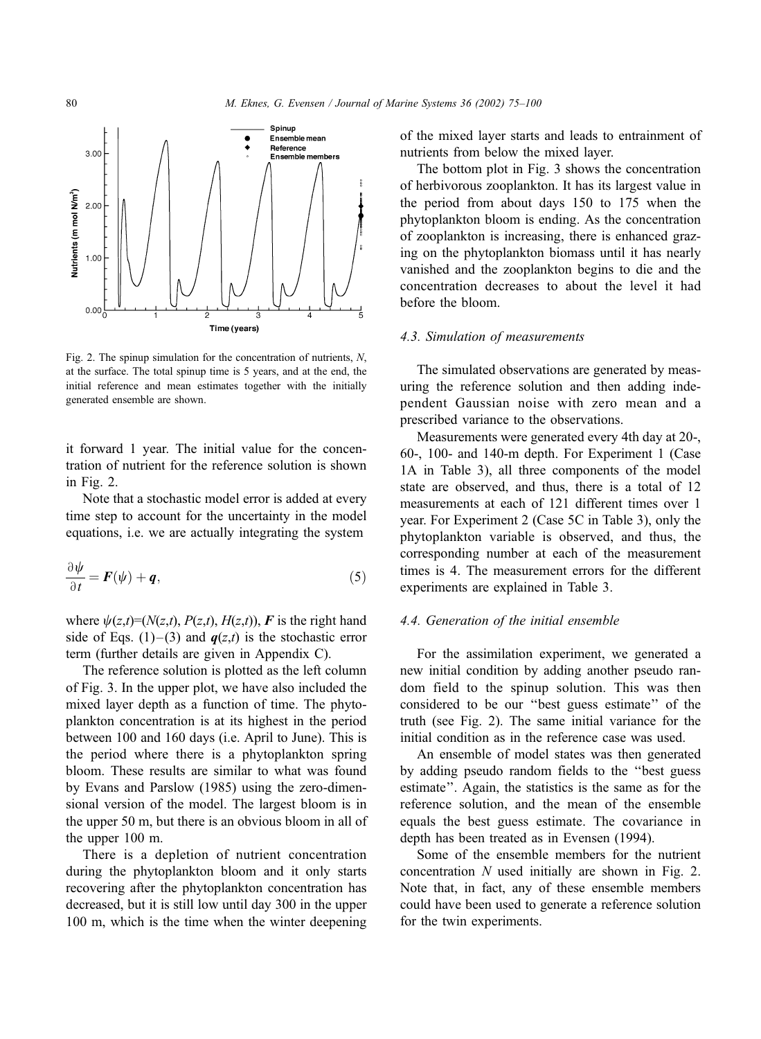Spinup
Ensemble mean
Reference
Ensemble members

Nutrients (m mol N/m$^3$)

3.00
2.00
1.00
0.00

0 1 2 3 4 5

Time (years)

Fig. 2. The spinup simulation for the concentration of nutrients, $N$, at the surface. The total spinup time is 5 years, and at the end, the initial reference and mean estimates together with the initially generated ensemble are shown.

it forward 1 year. The initial value for the concentration of nutrient for the reference solution is shown in Fig. 2.

Note that a stochastic model error is added at every time step to account for the uncertainty in the model equations, i.e. we are actually integrating the system

$$\frac{\partial \psi}{\partial t} = \boldsymbol{F}(\psi) + \boldsymbol{q}, \tag{5}$$

where $\psi(z,t)=(N(z,t), P(z,t), H(z,t))$, $\boldsymbol{F}$ is the right hand side of Eqs. (1)–(3) and $\boldsymbol{q}(z,t)$ is the stochastic error term (further details are given in Appendix C).

The reference solution is plotted as the left column of Fig. 3. In the upper plot, we have also included the mixed layer depth as a function of time. The phytoplankton concentration is at its highest in the period between 100 and 160 days (i.e. April to June). This is the period where there is a phytoplankton spring bloom. These results are similar to what was found by Evans and Parslow (1985) using the zero-dimensional version of the model. The largest bloom is in the upper 50 m, but there is an obvious bloom in all of the upper 100 m.

There is a depletion of nutrient concentration during the phytoplankton bloom and it only starts recovering after the phytoplankton concentration has decreased, but it is still low until day 300 in the upper 100 m, which is the time when the winter deepening of the mixed layer starts and leads to entrainment of nutrients from below the mixed layer.

The bottom plot in Fig. 3 shows the concentration of herbivorous zooplankton. It has its largest value in the period from about days 150 to 175 when the phytoplankton bloom is ending. As the concentration of zooplankton is increasing, there is enhanced grazing on the phytoplankton biomass until it has nearly vanished and the zooplankton begins to die and the concentration decreases to about the level it had before the bloom.

### 4.3. Simulation of measurements

The simulated observations are generated by measuring the reference solution and then adding independent Gaussian noise with zero mean and a prescribed variance to the observations.

Measurements were generated every 4th day at 20-, 60-, 100- and 140-m depth. For Experiment 1 (Case 1A in Table 3), all three components of the model state are observed, and thus, there is a total of 12 measurements at each of 121 different times over 1 year. For Experiment 2 (Case 5C in Table 3), only the phytoplankton variable is observed, and thus, the corresponding number at each of the measurement times is 4. The measurement errors for the different experiments are explained in Table 3.

### 4.4. Generation of the initial ensemble

For the assimilation experiment, we generated a new initial condition by adding another pseudo random field to the spinup solution. This was then considered to be our "best guess estimate" of the truth (see Fig. 2). The same initial variance for the initial condition as in the reference case was used.

An ensemble of model states was then generated by adding pseudo random fields to the "best guess estimate". Again, the statistics is the same as for the reference solution, and the mean of the ensemble equals the best guess estimate. The covariance in depth has been treated as in Evensen (1994).

Some of the ensemble members for the nutrient concentration $N$ used initially are shown in Fig. 2. Note that, in fact, any of these ensemble members could have been used to generate a reference solution for the twin experiments.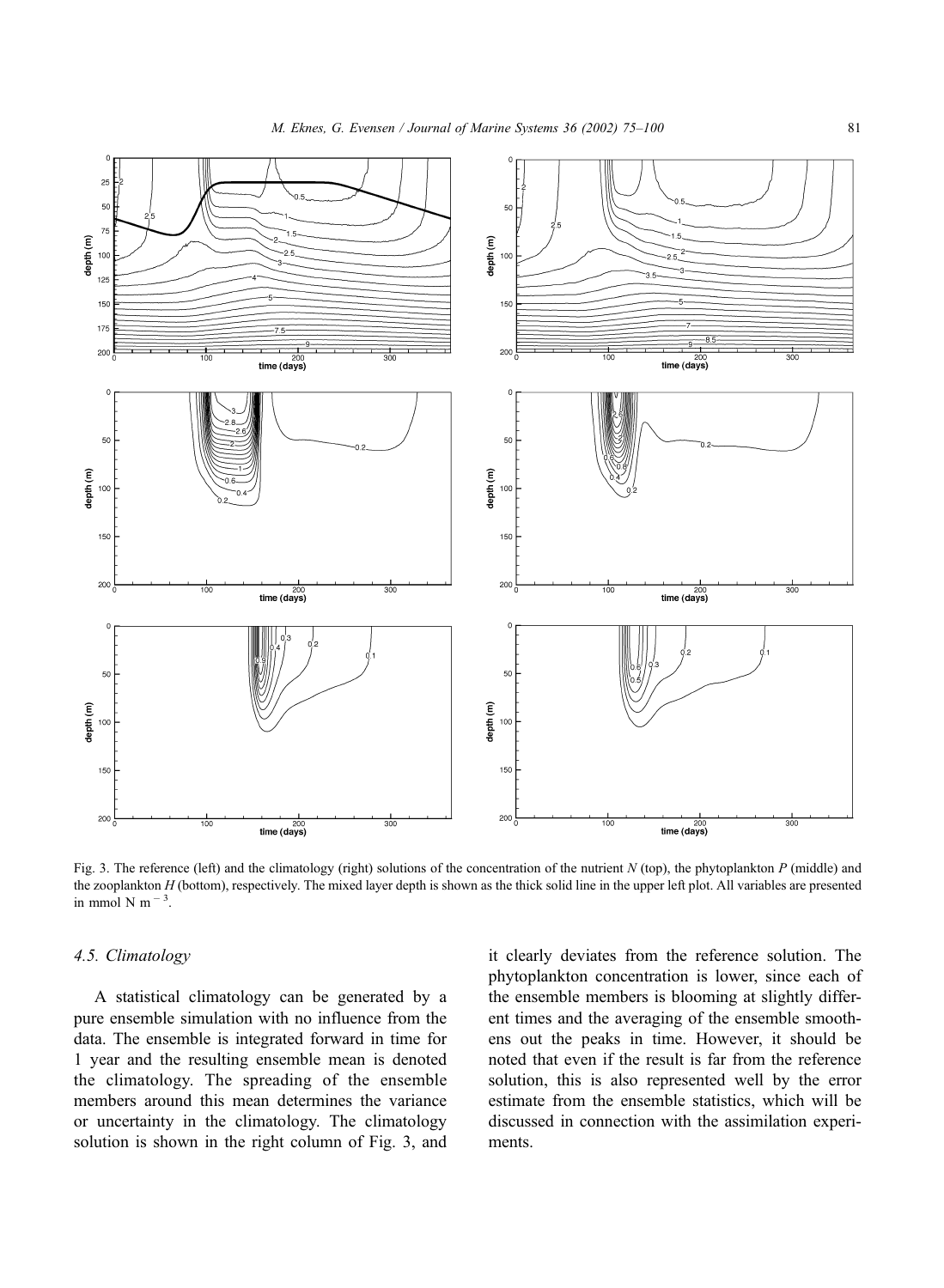depth (m)

time (days)

Fig. 3. The reference (left) and the climatology (right) solutions of the concentration of the nutrient $N$ (top), the phytoplankton $P$ (middle) and the zooplankton $H$ (bottom), respectively. The mixed layer depth is shown as the thick solid line in the upper left plot. All variables are presented in mmol N m$^{-3}$.

### 4.5. Climatology

A statistical climatology can be generated by a pure ensemble simulation with no influence from the data. The ensemble is integrated forward in time for 1 year and the resulting ensemble mean is denoted the climatology. The spreading of the ensemble members around this mean determines the variance or uncertainty in the climatology. The climatology solution is shown in the right column of Fig. 3, and it clearly deviates from the reference solution. The phytoplankton concentration is lower, since each of the ensemble members is blooming at slightly different times and the averaging of the ensemble smoothens out the peaks in time. However, it should be noted that even if the result is far from the reference solution, this is also represented well by the error estimate from the ensemble statistics, which will be discussed in connection with the assimilation experiments.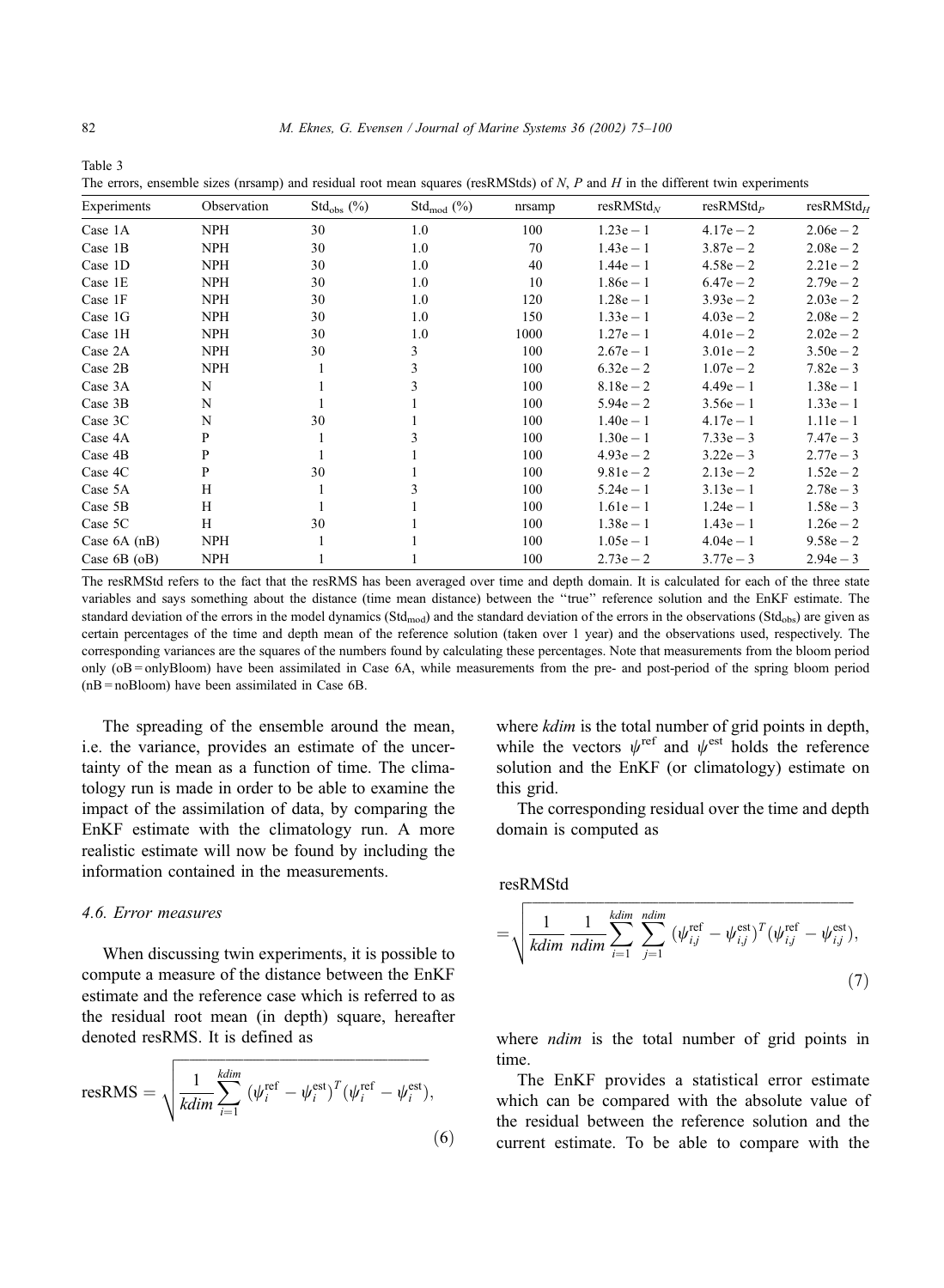Table 3
The errors, ensemble sizes (nrsamp) and residual root mean squares (resRMStds) of $N$, $P$ and $H$ in the different twin experiments

| Experiments | Observation | $\mathrm{Std_{obs}}$ (%) | $\mathrm{Std_{mod}}$ (%) | nrsamp | $\mathrm{resRMStd}_N$ | $\mathrm{resRMStd}_P$ | $\mathrm{resRMStd}_H$ |
|---|---|---|---|---|---|---|---|
| Case 1A | NPH | 30 | 1.0 | 100 | 1.23e − 1 | 4.17e − 2 | 2.06e − 2 |
| Case 1B | NPH | 30 | 1.0 | 70 | 1.43e − 1 | 3.87e − 2 | 2.08e − 2 |
| Case 1D | NPH | 30 | 1.0 | 40 | 1.44e − 1 | 4.58e − 2 | 2.21e − 2 |
| Case 1E | NPH | 30 | 1.0 | 10 | 1.86e − 1 | 6.47e − 2 | 2.79e − 2 |
| Case 1F | NPH | 30 | 1.0 | 120 | 1.28e − 1 | 3.93e − 2 | 2.03e − 2 |
| Case 1G | NPH | 30 | 1.0 | 150 | 1.33e − 1 | 4.03e − 2 | 2.08e − 2 |
| Case 1H | NPH | 30 | 1.0 | 1000 | 1.27e − 1 | 4.01e − 2 | 2.02e − 2 |
| Case 2A | NPH | 30 | 3 | 100 | 2.67e − 1 | 3.01e − 2 | 3.50e − 2 |
| Case 2B | NPH | 1 | 3 | 100 | 6.32e − 2 | 1.07e − 2 | 7.82e − 3 |
| Case 3A | N | 1 | 3 | 100 | 8.18e − 2 | 4.49e − 1 | 1.38e − 1 |
| Case 3B | N | 1 | 1 | 100 | 5.94e − 2 | 3.56e − 1 | 1.33e − 1 |
| Case 3C | N | 30 | 1 | 100 | 1.40e − 1 | 4.17e − 1 | 1.11e − 1 |
| Case 4A | P | 1 | 3 | 100 | 1.30e − 1 | 7.33e − 3 | 7.47e − 3 |
| Case 4B | P | 1 | 1 | 100 | 4.93e − 2 | 3.22e − 3 | 2.77e − 3 |
| Case 4C | P | 30 | 1 | 100 | 9.81e − 2 | 2.13e − 2 | 1.52e − 2 |
| Case 5A | H | 1 | 3 | 100 | 5.24e − 1 | 3.13e − 1 | 2.78e − 3 |
| Case 5B | H | 1 | 1 | 100 | 1.61e − 1 | 1.24e − 1 | 1.58e − 3 |
| Case 5C | H | 30 | 1 | 100 | 1.38e − 1 | 1.43e − 1 | 1.26e − 2 |
| Case 6A (nB) | NPH | 1 | 1 | 100 | 1.05e − 1 | 4.04e − 1 | 9.58e − 2 |
| Case 6B (oB) | NPH | 1 | 1 | 100 | 2.73e − 2 | 3.77e − 3 | 2.94e − 3 |

The resRMStd refers to the fact that the resRMS has been averaged over time and depth domain. It is calculated for each of the three state variables and says something about the distance (time mean distance) between the "true" reference solution and the EnKF estimate. The standard deviation of the errors in the model dynamics ($\mathrm{Std_{mod}}$) and the standard deviation of the errors in the observations ($\mathrm{Std_{obs}}$) are given as certain percentages of the time and depth mean of the reference solution (taken over 1 year) and the observations used, respectively. The corresponding variances are the squares of the numbers found by calculating these percentages. Note that measurements from the bloom period only (oB = onlyBloom) have been assimilated in Case 6A, while measurements from the pre- and post-period of the spring bloom period (nB = noBloom) have been assimilated in Case 6B.

The spreading of the ensemble around the mean, i.e. the variance, provides an estimate of the uncertainty of the mean as a function of time. The climatology run is made in order to be able to examine the impact of the assimilation of data, by comparing the EnKF estimate with the climatology run. A more realistic estimate will now be found by including the information contained in the measurements.

### 4.6. Error measures

When discussing twin experiments, it is possible to compute a measure of the distance between the EnKF estimate and the reference case which is referred to as the residual root mean (in depth) square, hereafter denoted resRMS. It is defined as

$$\mathrm{resRMS} = \sqrt{\frac{1}{kdim}\sum_{i=1}^{kdim}(\psi_i^{\mathrm{ref}} - \psi_i^{\mathrm{est}})^T(\psi_i^{\mathrm{ref}} - \psi_i^{\mathrm{est}})}, \tag{6}$$

where *kdim* is the total number of grid points in depth, while the vectors $\psi^{\mathrm{ref}}$ and $\psi^{\mathrm{est}}$ holds the reference solution and the EnKF (or climatology) estimate on this grid.

The corresponding residual over the time and depth domain is computed as

$$\mathrm{resRMStd} = \sqrt{\frac{1}{kdim}\frac{1}{ndim}\sum_{i=1}^{kdim}\sum_{j=1}^{ndim}(\psi_{i,j}^{\mathrm{ref}} - \psi_{i,j}^{\mathrm{est}})^T(\psi_{i,j}^{\mathrm{ref}} - \psi_{i,j}^{\mathrm{est}})}, \tag{7}$$

where *ndim* is the total number of grid points in time.

The EnKF provides a statistical error estimate which can be compared with the absolute value of the residual between the reference solution and the current estimate. To be able to compare with the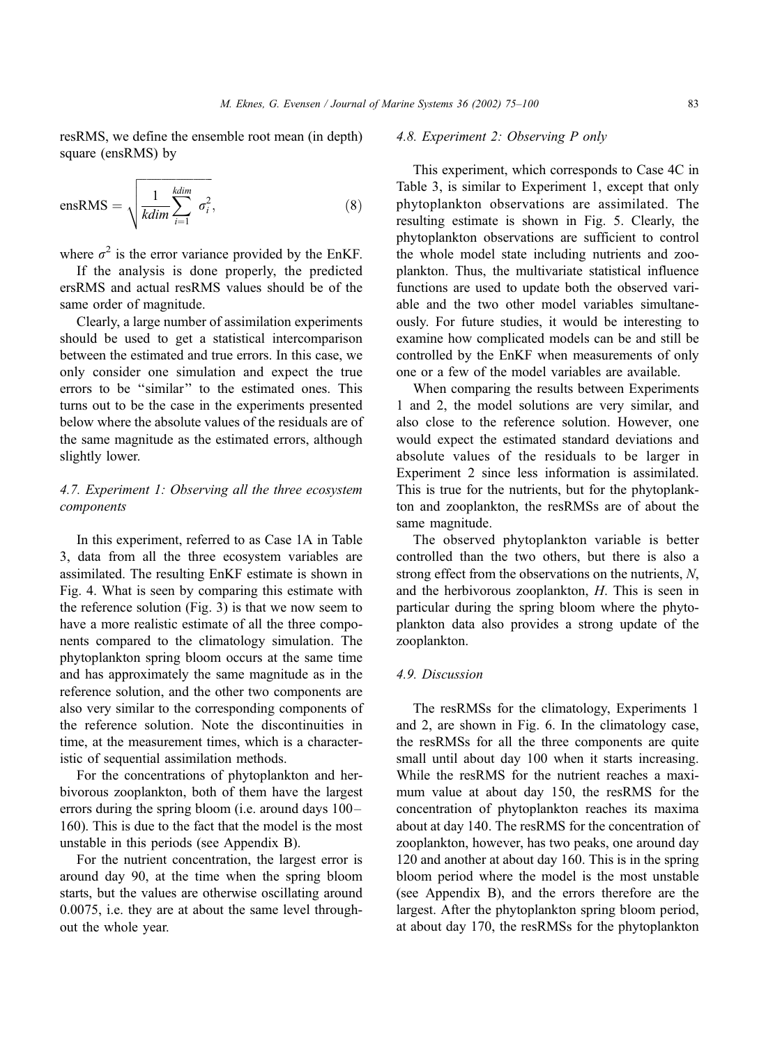resRMS, we define the ensemble root mean (in depth) square (ensRMS) by

$$\text{ensRMS} = \sqrt{\frac{1}{kdim}\sum_{i=1}^{kdim} \sigma_i^2}, \tag{8}$$

where $\sigma^2$ is the error variance provided by the EnKF.

If the analysis is done properly, the predicted ersRMS and actual resRMS values should be of the same order of magnitude.

Clearly, a large number of assimilation experiments should be used to get a statistical intercomparison between the estimated and true errors. In this case, we only consider one simulation and expect the true errors to be "similar" to the estimated ones. This turns out to be the case in the experiments presented below where the absolute values of the residuals are of the same magnitude as the estimated errors, although slightly lower.

### 4.7. Experiment 1: Observing all the three ecosystem components

In this experiment, referred to as Case 1A in Table 3, data from all the three ecosystem variables are assimilated. The resulting EnKF estimate is shown in Fig. 4. What is seen by comparing this estimate with the reference solution (Fig. 3) is that we now seem to have a more realistic estimate of all the three components compared to the climatology simulation. The phytoplankton spring bloom occurs at the same time and has approximately the same magnitude as in the reference solution, and the other two components are also very similar to the corresponding components of the reference solution. Note the discontinuities in time, at the measurement times, which is a characteristic of sequential assimilation methods.

For the concentrations of phytoplankton and herbivorous zooplankton, both of them have the largest errors during the spring bloom (i.e. around days 100–160). This is due to the fact that the model is the most unstable in this periods (see Appendix B).

For the nutrient concentration, the largest error is around day 90, at the time when the spring bloom starts, but the values are otherwise oscillating around 0.0075, i.e. they are at about the same level throughout the whole year.

### 4.8. Experiment 2: Observing P only

This experiment, which corresponds to Case 4C in Table 3, is similar to Experiment 1, except that only phytoplankton observations are assimilated. The resulting estimate is shown in Fig. 5. Clearly, the phytoplankton observations are sufficient to control the whole model state including nutrients and zooplankton. Thus, the multivariate statistical influence functions are used to update both the observed variable and the two other model variables simultaneously. For future studies, it would be interesting to examine how complicated models can be and still be controlled by the EnKF when measurements of only one or a few of the model variables are available.

When comparing the results between Experiments 1 and 2, the model solutions are very similar, and also close to the reference solution. However, one would expect the estimated standard deviations and absolute values of the residuals to be larger in Experiment 2 since less information is assimilated. This is true for the nutrients, but for the phytoplankton and zooplankton, the resRMSs are of about the same magnitude.

The observed phytoplankton variable is better controlled than the two others, but there is also a strong effect from the observations on the nutrients, *N*, and the herbivorous zooplankton, *H*. This is seen in particular during the spring bloom where the phytoplankton data also provides a strong update of the zooplankton.

### 4.9. Discussion

The resRMSs for the climatology, Experiments 1 and 2, are shown in Fig. 6. In the climatology case, the resRMSs for all the three components are quite small until about day 100 when it starts increasing. While the resRMS for the nutrient reaches a maximum value at about day 150, the resRMS for the concentration of phytoplankton reaches its maxima about at day 140. The resRMS for the concentration of zooplankton, however, has two peaks, one around day 120 and another at about day 160. This is in the spring bloom period where the model is the most unstable (see Appendix B), and the errors therefore are the largest. After the phytoplankton spring bloom period, at about day 170, the resRMSs for the phytoplankton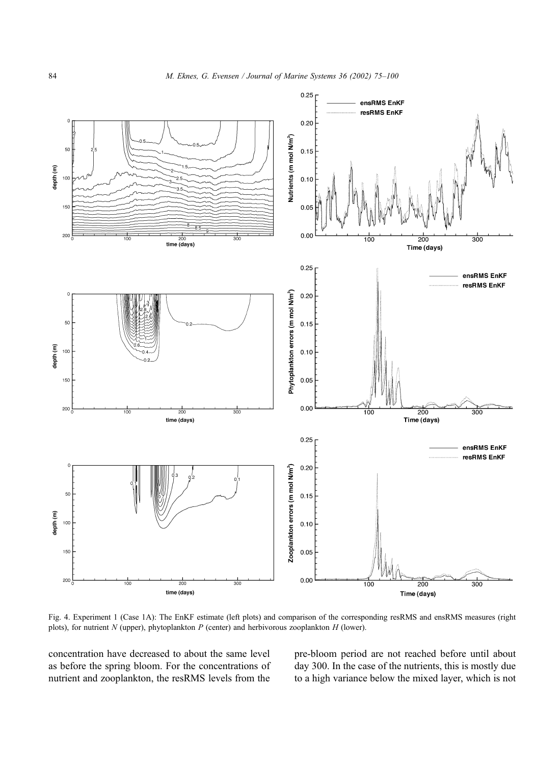Fig. 4. Experiment 1 (Case 1A): The EnKF estimate (left plots) and comparison of the corresponding resRMS and ensRMS measures (right plots), for nutrient $N$ (upper), phytoplankton $P$ (center) and herbivorous zooplankton $H$ (lower).

concentration have decreased to about the same level as before the spring bloom. For the concentrations of nutrient and zooplankton, the resRMS levels from the pre-bloom period are not reached before until about day 300. In the case of the nutrients, this is mostly due to a high variance below the mixed layer, which is not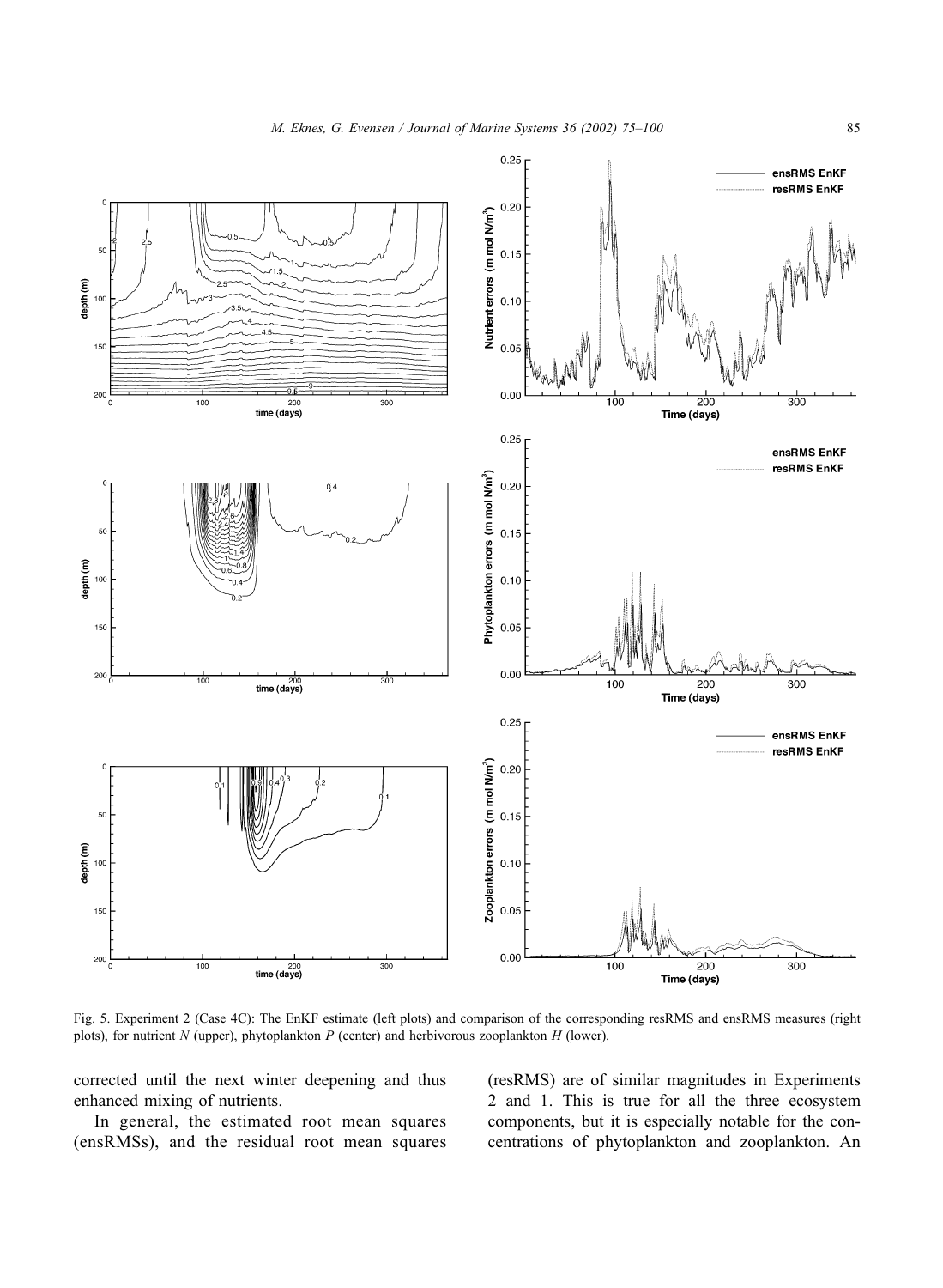0.25

ensRMS EnKF

resRMS EnKF

Nutrient errors (m mol N/m$^3$)

Time (days)

depth (m)

time (days)

Phytoplankton errors (m mol N/m$^3$)

Zooplankton errors (m mol N/m$^3$)

Fig. 5. Experiment 2 (Case 4C): The EnKF estimate (left plots) and comparison of the corresponding resRMS and ensRMS measures (right plots), for nutrient $N$ (upper), phytoplankton $P$ (center) and herbivorous zooplankton $H$ (lower).

corrected until the next winter deepening and thus enhanced mixing of nutrients.

In general, the estimated root mean squares (ensRMSs), and the residual root mean squares (resRMS) are of similar magnitudes in Experiments 2 and 1. This is true for all the three ecosystem components, but it is especially notable for the concentrations of phytoplankton and zooplankton. An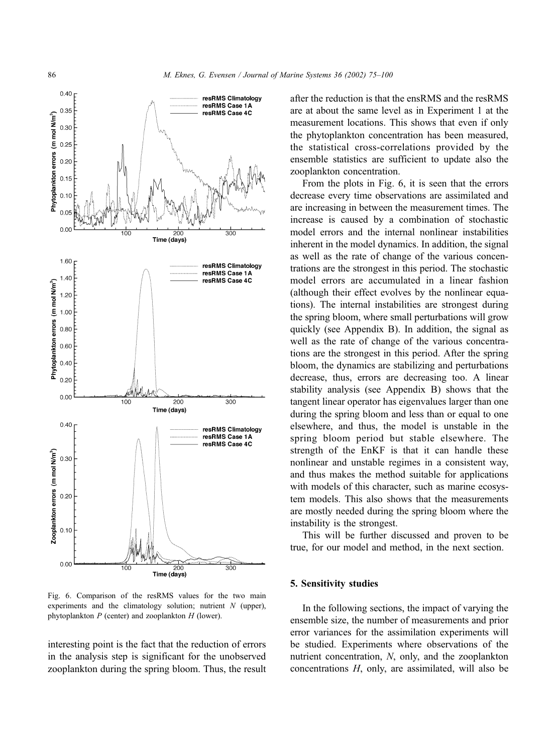0.40
0.35
0.30
0.25
0.20
0.15
0.10
0.05
0.00

Phytoplankton errors (m mol N/m$^3$)

resRMS Climatology
resRMS Case 1A
resRMS Case 4C

100 200 300
Time (days)

1.60
1.40
1.20
1.00
0.80
0.60
0.40
0.20
0.00

Phytoplankton errors (m mol N/m$^3$)

resRMS Climatology
resRMS Case 1A
resRMS Case 4C

100 200 300
Time (days)

0.40
0.30
0.20
0.10
0.00

Zooplankton errors (m mol N/m$^3$)

resRMS Climatology
resRMS Case 1A
resRMS Case 4C

100 200 300
Time (days)

Fig. 6. Comparison of the resRMS values for the two main experiments and the climatology solution; nutrient $N$ (upper), phytoplankton $P$ (center) and zooplankton $H$ (lower).

interesting point is the fact that the reduction of errors in the analysis step is significant for the unobserved zooplankton during the spring bloom. Thus, the result after the reduction is that the ensRMS and the resRMS are at about the same level as in Experiment 1 at the measurement locations. This shows that even if only the phytoplankton concentration has been measured, the statistical cross-correlations provided by the ensemble statistics are sufficient to update also the zooplankton concentration.

From the plots in Fig. 6, it is seen that the errors decrease every time observations are assimilated and are increasing in between the measurement times. The increase is caused by a combination of stochastic model errors and the internal nonlinear instabilities inherent in the model dynamics. In addition, the signal as well as the rate of change of the various concentrations are the strongest in this period. The stochastic model errors are accumulated in a linear fashion (although their effect evolves by the nonlinear equations). The internal instabilities are strongest during the spring bloom, where small perturbations will grow quickly (see Appendix B). In addition, the signal as well as the rate of change of the various concentrations are the strongest in this period. After the spring bloom, the dynamics are stabilizing and perturbations decrease, thus, errors are decreasing too. A linear stability analysis (see Appendix B) shows that the tangent linear operator has eigenvalues larger than one during the spring bloom and less than or equal to one elsewhere, and thus, the model is unstable in the spring bloom period but stable elsewhere. The strength of the EnKF is that it can handle these nonlinear and unstable regimes in a consistent way, and thus makes the method suitable for applications with models of this character, such as marine ecosystem models. This also shows that the measurements are mostly needed during the spring bloom where the instability is the strongest.

This will be further discussed and proven to be true, for our model and method, in the next section.

## 5. Sensitivity studies

In the following sections, the impact of varying the ensemble size, the number of measurements and prior error variances for the assimilation experiments will be studied. Experiments where observations of the nutrient concentration, $N$, only, and the zooplankton concentrations $H$, only, are assimilated, will also be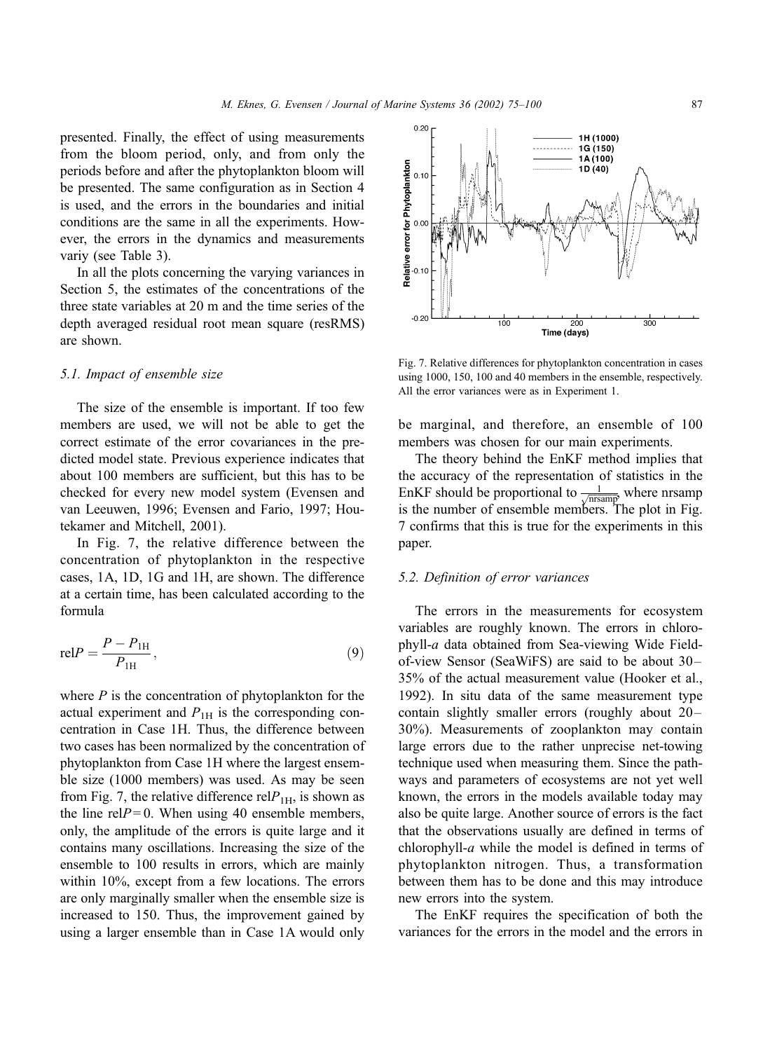presented. Finally, the effect of using measurements from the bloom period, only, and from only the periods before and after the phytoplankton bloom will be presented. The same configuration as in Section 4 is used, and the errors in the boundaries and initial conditions are the same in all the experiments. However, the errors in the dynamics and measurements variy (see Table 3).

In all the plots concerning the varying variances in Section 5, the estimates of the concentrations of the three state variables at 20 m and the time series of the depth averaged residual root mean square (resRMS) are shown.

### 5.1. Impact of ensemble size

The size of the ensemble is important. If too few members are used, we will not be able to get the correct estimate of the error covariances in the predicted model state. Previous experience indicates that about 100 members are sufficient, but this has to be checked for every new model system (Evensen and van Leeuwen, 1996; Evensen and Fario, 1997; Houtekamer and Mitchell, 2001).

In Fig. 7, the relative difference between the concentration of phytoplankton in the respective cases, 1A, 1D, 1G and 1H, are shown. The difference at a certain time, has been calculated according to the formula

$$\mathrm{rel}P = \frac{P - P_{1\mathrm{H}}}{P_{1\mathrm{H}}}, \tag{9}$$

where $P$ is the concentration of phytoplankton for the actual experiment and $P_{1\mathrm{H}}$ is the corresponding concentration in Case 1H. Thus, the difference between two cases has been normalized by the concentration of phytoplankton from Case 1H where the largest ensemble size (1000 members) was used. As may be seen from Fig. 7, the relative difference $\mathrm{rel}P_{1\mathrm{H}}$, is shown as the line $\mathrm{rel}P = 0$. When using 40 ensemble members, only, the amplitude of the errors is quite large and it contains many oscillations. Increasing the size of the ensemble to 100 results in errors, which are mainly within 10%, except from a few locations. The errors are only marginally smaller when the ensemble size is increased to 150. Thus, the improvement gained by using a larger ensemble than in Case 1A would only be marginal, and therefore, an ensemble of 100 members was chosen for our main experiments.

1H (1000)
1G (150)
1A (100)
1D (40)
Relative error for Phytoplankton
Time (days)
0.20
0.10
0.00
-0.10
-0.20
100
200
300

Fig. 7. Relative differences for phytoplankton concentration in cases using 1000, 150, 100 and 40 members in the ensemble, respectively. All the error variances were as in Experiment 1.

The theory behind the EnKF method implies that the accuracy of the representation of statistics in the EnKF should be proportional to $\frac{1}{\sqrt{\mathrm{nrsamp}}}$, where nrsamp is the number of ensemble members. The plot in Fig. 7 confirms that this is true for the experiments in this paper.

### 5.2. Definition of error variances

The errors in the measurements for ecosystem variables are roughly known. The errors in chlorophyll-*a* data obtained from Sea-viewing Wide Field-of-view Sensor (SeaWiFS) are said to be about 30–35% of the actual measurement value (Hooker et al., 1992). In situ data of the same measurement type contain slightly smaller errors (roughly about 20–30%). Measurements of zooplankton may contain large errors due to the rather unprecise net-towing technique used when measuring them. Since the pathways and parameters of ecosystems are not yet well known, the errors in the models available today may also be quite large. Another source of errors is the fact that the observations usually are defined in terms of chlorophyll-*a* while the model is defined in terms of phytoplankton nitrogen. Thus, a transformation between them has to be done and this may introduce new errors into the system.

The EnKF requires the specification of both the variances for the errors in the model and the errors in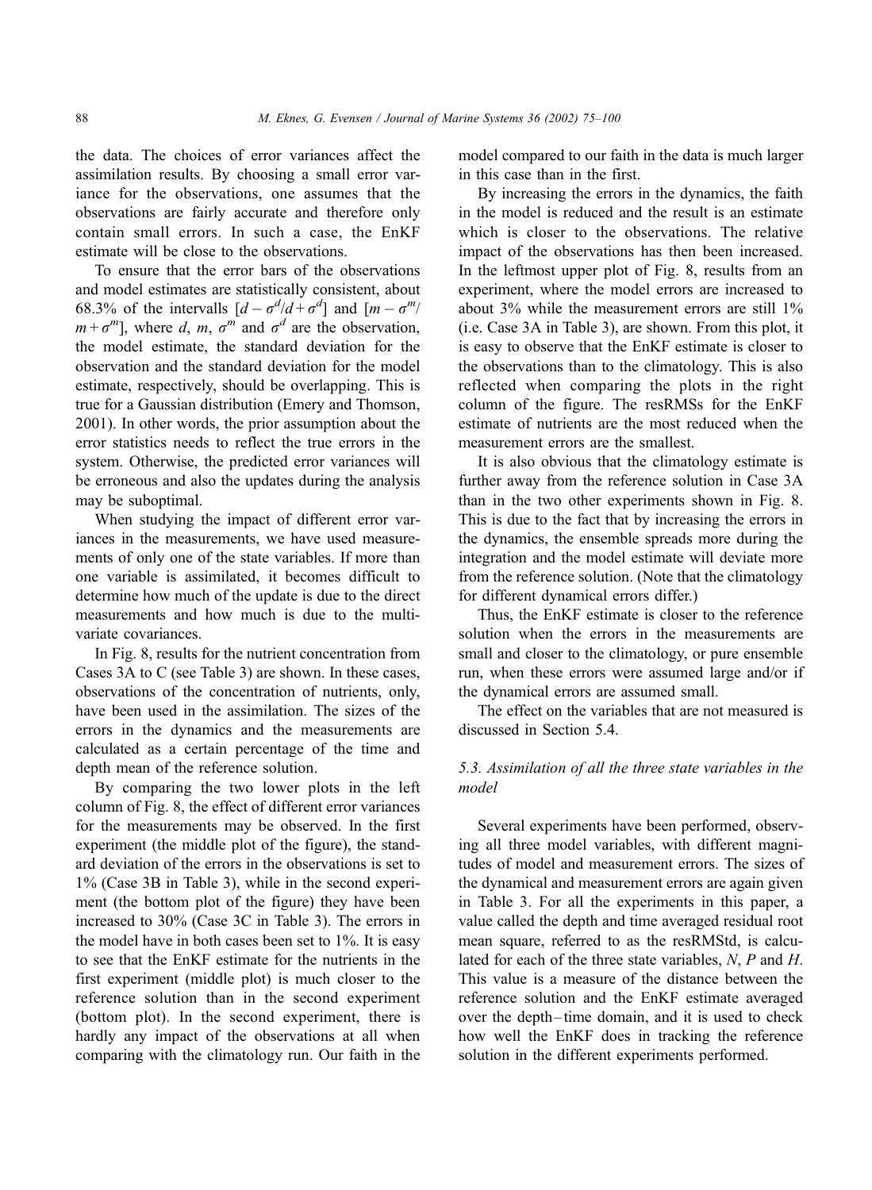the data. The choices of error variances affect the assimilation results. By choosing a small error variance for the observations, one assumes that the observations are fairly accurate and therefore only contain small errors. In such a case, the EnKF estimate will be close to the observations.

To ensure that the error bars of the observations and model estimates are statistically consistent, about 68.3% of the intervalls $[d - \sigma^d / d + \sigma^d]$ and $[m - \sigma^m / m + \sigma^m]$, where $d$, $m$, $\sigma^m$ and $\sigma^d$ are the observation, the model estimate, the standard deviation for the observation and the standard deviation for the model estimate, respectively, should be overlapping. This is true for a Gaussian distribution (Emery and Thomson, 2001). In other words, the prior assumption about the error statistics needs to reflect the true errors in the system. Otherwise, the predicted error variances will be erroneous and also the updates during the analysis may be suboptimal.

When studying the impact of different error variances in the measurements, we have used measurements of only one of the state variables. If more than one variable is assimilated, it becomes difficult to determine how much of the update is due to the direct measurements and how much is due to the multivariate covariances.

In Fig. 8, results for the nutrient concentration from Cases 3A to C (see Table 3) are shown. In these cases, observations of the concentration of nutrients, only, have been used in the assimilation. The sizes of the errors in the dynamics and the measurements are calculated as a certain percentage of the time and depth mean of the reference solution.

By comparing the two lower plots in the left column of Fig. 8, the effect of different error variances for the measurements may be observed. In the first experiment (the middle plot of the figure), the standard deviation of the errors in the observations is set to 1% (Case 3B in Table 3), while in the second experiment (the bottom plot of the figure) they have been increased to 30% (Case 3C in Table 3). The errors in the model have in both cases been set to 1%. It is easy to see that the EnKF estimate for the nutrients in the first experiment (middle plot) is much closer to the reference solution than in the second experiment (bottom plot). In the second experiment, there is hardly any impact of the observations at all when comparing with the climatology run. Our faith in the model compared to our faith in the data is much larger in this case than in the first.

By increasing the errors in the dynamics, the faith in the model is reduced and the result is an estimate which is closer to the observations. The relative impact of the observations has then been increased. In the leftmost upper plot of Fig. 8, results from an experiment, where the model errors are increased to about 3% while the measurement errors are still 1% (i.e. Case 3A in Table 3), are shown. From this plot, it is easy to observe that the EnKF estimate is closer to the observations than to the climatology. This is also reflected when comparing the plots in the right column of the figure. The resRMSs for the EnKF estimate of nutrients are the most reduced when the measurement errors are the smallest.

It is also obvious that the climatology estimate is further away from the reference solution in Case 3A than in the two other experiments shown in Fig. 8. This is due to the fact that by increasing the errors in the dynamics, the ensemble spreads more during the integration and the model estimate will deviate more from the reference solution. (Note that the climatology for different dynamical errors differ.)

Thus, the EnKF estimate is closer to the reference solution when the errors in the measurements are small and closer to the climatology, or pure ensemble run, when these errors were assumed large and/or if the dynamical errors are assumed small.

The effect on the variables that are not measured is discussed in Section 5.4.

### *5.3. Assimilation of all the three state variables in the model*

Several experiments have been performed, observing all three model variables, with different magnitudes of model and measurement errors. The sizes of the dynamical and measurement errors are again given in Table 3. For all the experiments in this paper, a value called the depth and time averaged residual root mean square, referred to as the resRMStd, is calculated for each of the three state variables, $N$, $P$ and $H$. This value is a measure of the distance between the reference solution and the EnKF estimate averaged over the depth–time domain, and it is used to check how well the EnKF does in tracking the reference solution in the different experiments performed.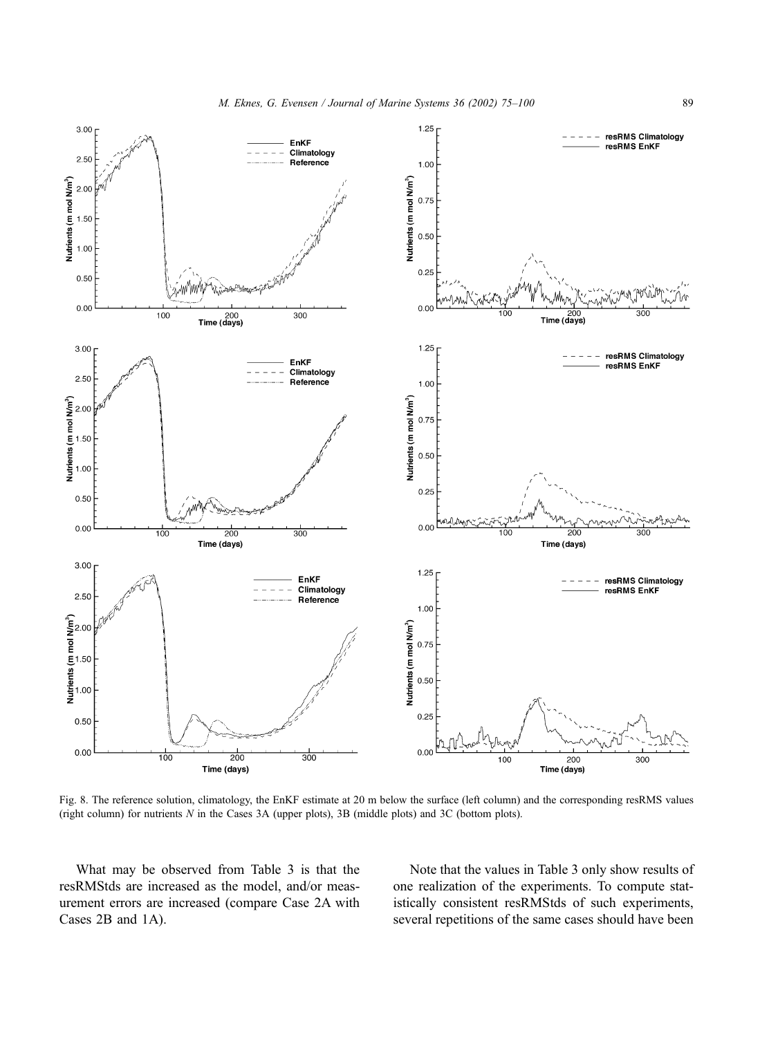3.00
2.50
2.00
1.50
1.00
0.50
0.00
Nutrients (m mol N/m$^3$)
100
200
300
Time (days)
EnKF
Climatology
Reference

1.25
1.00
0.75
0.50
0.25
0.00
Nutrients (m mol N/m$^3$)
100
200
300
Time (days)
resRMS Climatology
resRMS EnKF

3.00
2.50
2.00
1.50
1.00
0.50
0.00
Nutrients (m mol N/m$^3$)
100
200
300
Time (days)
EnKF
Climatology
Reference

1.25
1.00
0.75
0.50
0.25
0.00
Nutrients (m mol N/m$^3$)
100
200
300
Time (days)
resRMS Climatology
resRMS EnKF

3.00
2.50
2.00
1.50
1.00
0.50
0.00
Nutrients (m mol N/m$^3$)
100
200
300
Time (days)
EnKF
Climatology
Reference

1.25
1.00
0.75
0.50
0.25
0.00
Nutrients (m mol N/m$^3$)
100
200
300
Time (days)
resRMS Climatology
resRMS EnKF

Fig. 8. The reference solution, climatology, the EnKF estimate at 20 m below the surface (left column) and the corresponding resRMS values (right column) for nutrients $N$ in the Cases 3A (upper plots), 3B (middle plots) and 3C (bottom plots).

What may be observed from Table 3 is that the resRMStds are increased as the model, and/or measurement errors are increased (compare Case 2A with Cases 2B and 1A).

Note that the values in Table 3 only show results of one realization of the experiments. To compute statistically consistent resRMStds of such experiments, several repetitions of the same cases should have been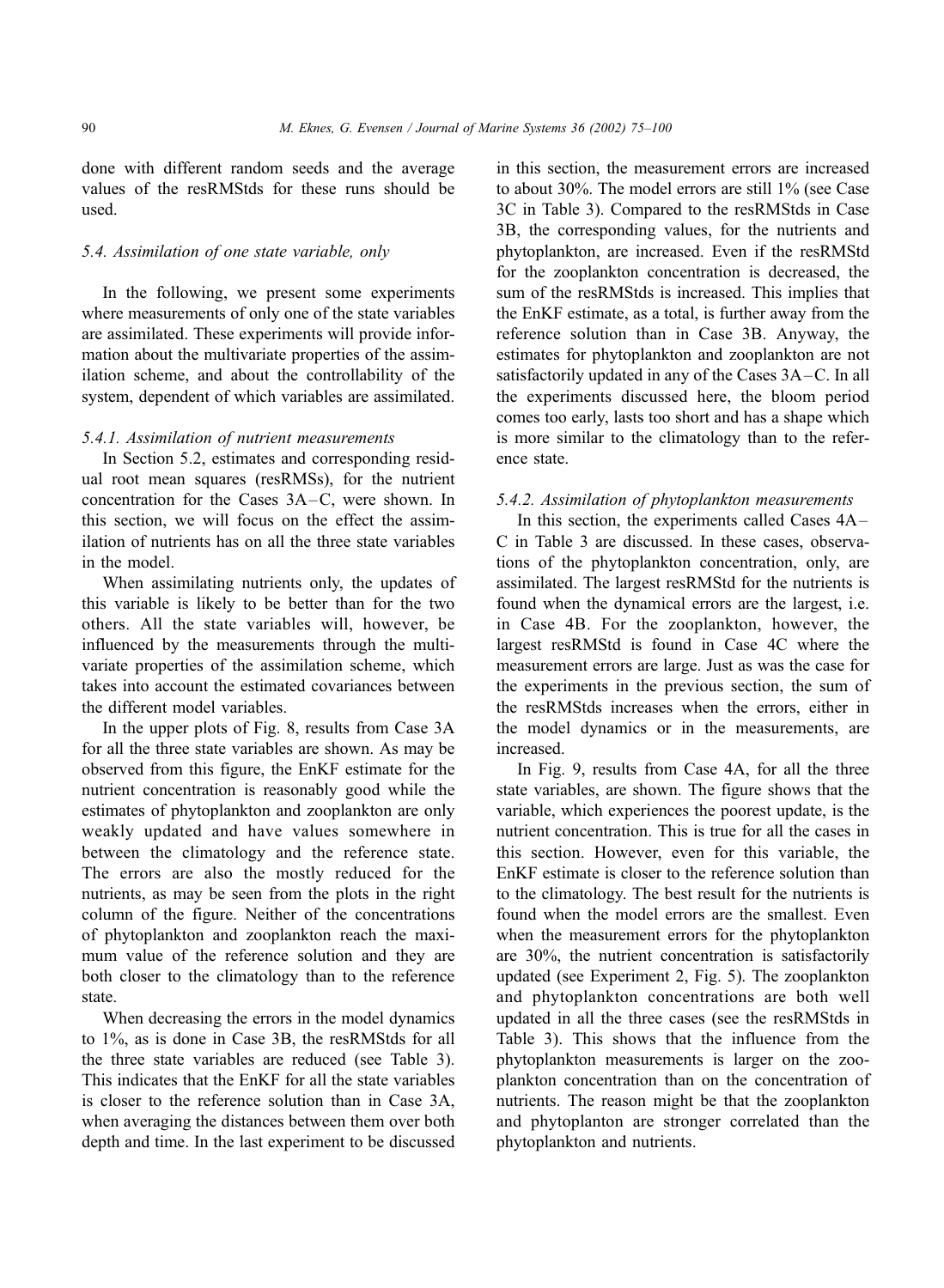done with different random seeds and the average values of the resRMStds for these runs should be used.

### 5.4. Assimilation of one state variable, only

In the following, we present some experiments where measurements of only one of the state variables are assimilated. These experiments will provide information about the multivariate properties of the assimilation scheme, and about the controllability of the system, dependent of which variables are assimilated.

#### 5.4.1. Assimilation of nutrient measurements

In Section 5.2, estimates and corresponding residual root mean squares (resRMSs), for the nutrient concentration for the Cases 3A–C, were shown. In this section, we will focus on the effect the assimilation of nutrients has on all the three state variables in the model.

When assimilating nutrients only, the updates of this variable is likely to be better than for the two others. All the state variables will, however, be influenced by the measurements through the multivariate properties of the assimilation scheme, which takes into account the estimated covariances between the different model variables.

In the upper plots of Fig. 8, results from Case 3A for all the three state variables are shown. As may be observed from this figure, the EnKF estimate for the nutrient concentration is reasonably good while the estimates of phytoplankton and zooplankton are only weakly updated and have values somewhere in between the climatology and the reference state. The errors are also the mostly reduced for the nutrients, as may be seen from the plots in the right column of the figure. Neither of the concentrations of phytoplankton and zooplankton reach the maximum value of the reference solution and they are both closer to the climatology than to the reference state.

When decreasing the errors in the model dynamics to 1%, as is done in Case 3B, the resRMStds for all the three state variables are reduced (see Table 3). This indicates that the EnKF for all the state variables is closer to the reference solution than in Case 3A, when averaging the distances between them over both depth and time. In the last experiment to be discussed in this section, the measurement errors are increased to about 30%. The model errors are still 1% (see Case 3C in Table 3). Compared to the resRMStds in Case 3B, the corresponding values, for the nutrients and phytoplankton, are increased. Even if the resRMStd for the zooplankton concentration is decreased, the sum of the resRMStds is increased. This implies that the EnKF estimate, as a total, is further away from the reference solution than in Case 3B. Anyway, the estimates for phytoplankton and zooplankton are not satisfactorily updated in any of the Cases 3A–C. In all the experiments discussed here, the bloom period comes too early, lasts too short and has a shape which is more similar to the climatology than to the reference state.

#### 5.4.2. Assimilation of phytoplankton measurements

In this section, the experiments called Cases 4A–C in Table 3 are discussed. In these cases, observations of the phytoplankton concentration, only, are assimilated. The largest resRMStd for the nutrients is found when the dynamical errors are the largest, i.e. in Case 4B. For the zooplankton, however, the largest resRMStd is found in Case 4C where the measurement errors are large. Just as was the case for the experiments in the previous section, the sum of the resRMStds increases when the errors, either in the model dynamics or in the measurements, are increased.

In Fig. 9, results from Case 4A, for all the three state variables, are shown. The figure shows that the variable, which experiences the poorest update, is the nutrient concentration. This is true for all the cases in this section. However, even for this variable, the EnKF estimate is closer to the reference solution than to the climatology. The best result for the nutrients is found when the model errors are the smallest. Even when the measurement errors for the phytoplankton are 30%, the nutrient concentration is satisfactorily updated (see Experiment 2, Fig. 5). The zooplankton and phytoplankton concentrations are both well updated in all the three cases (see the resRMStds in Table 3). This shows that the influence from the phytoplankton measurements is larger on the zooplankton concentration than on the concentration of nutrients. The reason might be that the zooplankton and phytoplanton are stronger correlated than the phytoplankton and nutrients.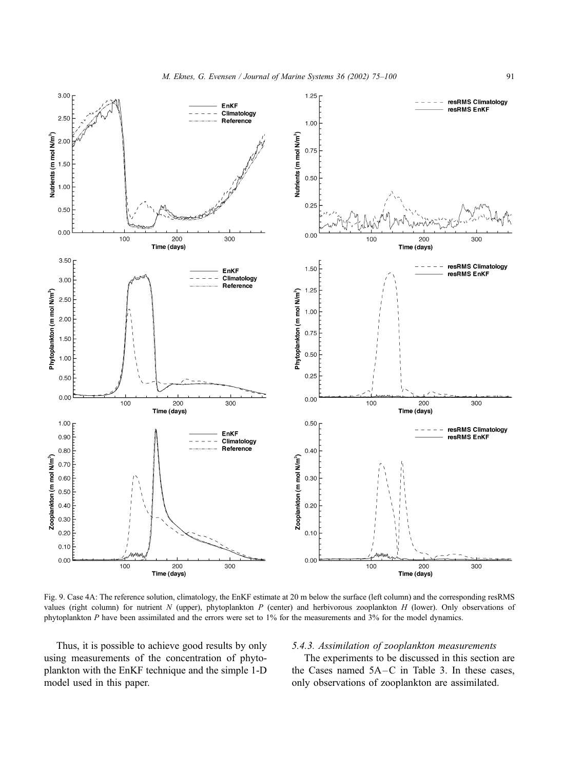Nutrients (m mol N/m³)

3.00
2.50
2.00
1.50
1.00
0.50
0.00

100 200 300
Time (days)

EnKF
Climatology
Reference

Nutrients (m mol N/m³)

1.25
1.00
0.75
0.50
0.25
0.00

100 200 300
Time (days)

resRMS Climatology
resRMS EnKF

Phytoplankton (m mol N/m³)

3.50
3.00
2.50
2.00
1.50
1.00
0.50
0.00

100 200 300
Time (days)

EnKF
Climatology
Reference

Phytoplankton (m mol N/m³)

1.50
1.25
1.00
0.75
0.50
0.25
0.00

100 200 300
Time (days)

resRMS Climatology
resRMS EnKF

Zooplankton (m mol N/m³)

1.00
0.90
0.80
0.70
0.60
0.50
0.40
0.30
0.20
0.10
0.00

100 200 300
Time (days)

EnKF
Climatology
Reference

Zooplankton (m mol N/m³)

0.50
0.40
0.30
0.20
0.10
0.00

100 200 300
Time (days)

resRMS Climatology
resRMS EnKF

Fig. 9. Case 4A: The reference solution, climatology, the EnKF estimate at 20 m below the surface (left column) and the corresponding resRMS values (right column) for nutrient $N$ (upper), phytoplankton $P$ (center) and herbivorous zooplankton $H$ (lower). Only observations of phytoplankton $P$ have been assimilated and the errors were set to 1% for the measurements and 3% for the model dynamics.

Thus, it is possible to achieve good results by only using measurements of the concentration of phytoplankton with the EnKF technique and the simple 1-D model used in this paper.

### 5.4.3. Assimilation of zooplankton measurements

The experiments to be discussed in this section are the Cases named 5A–C in Table 3. In these cases, only observations of zooplankton are assimilated.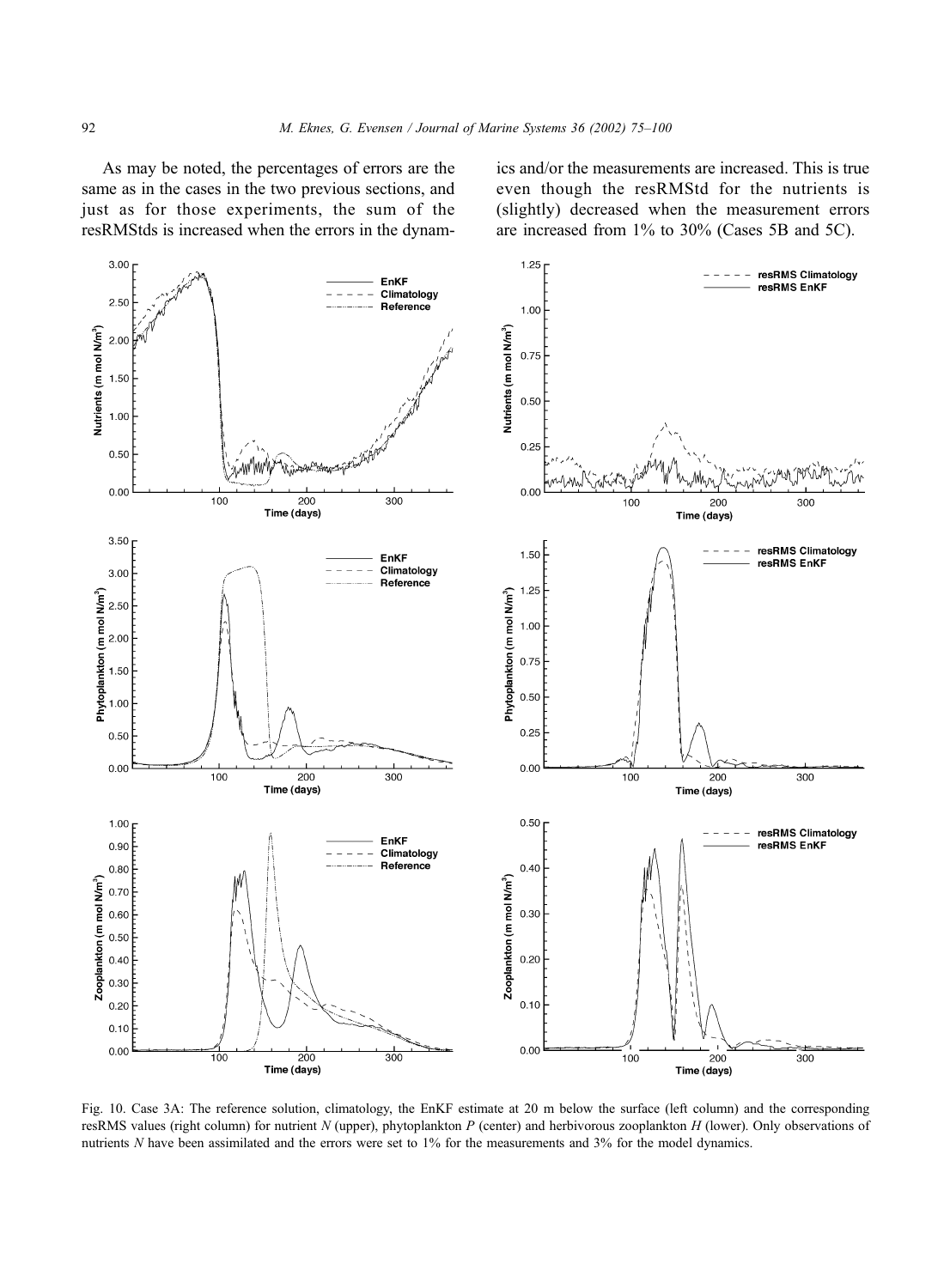As may be noted, the percentages of errors are the same as in the cases in the two previous sections, and just as for those experiments, the sum of the resRMStds is increased when the errors in the dynamics and/or the measurements are increased. This is true even though the resRMStd for the nutrients is (slightly) decreased when the measurement errors are increased from 1% to 30% (Cases 5B and 5C).

Nutrients (m mol N/m$^3$)
0.00
0.50
1.00
1.50
2.00
2.50
3.00
100
200
300
Time (days)
EnKF
Climatology
Reference

Nutrients (m mol N/m$^3$)
0.00
0.25
0.50
0.75
1.00
1.25
100
200
300
Time (days)
resRMS Climatology
resRMS EnKF

Phytoplankton (m mol N/m$^3$)
0.00
0.50
1.00
1.50
2.00
2.50
3.00
3.50
100
200
300
Time (days)
EnKF
Climatology
Reference

Phytoplankton (m mol N/m$^3$)
0.00
0.25
0.50
0.75
1.00
1.25
1.50
100
200
300
Time (days)
resRMS Climatology
resRMS EnKF

Zooplankton (m mol N/m$^3$)
0.00
0.10
0.20
0.30
0.40
0.50
0.60
0.70
0.80
0.90
1.00
100
200
300
Time (days)
EnKF
Climatology
Reference

Zooplankton (m mol N/m$^3$)
0.00
0.10
0.20
0.30
0.40
0.50
100
200
300
Time (days)
resRMS Climatology
resRMS EnKF

Fig. 10. Case 3A: The reference solution, climatology, the EnKF estimate at 20 m below the surface (left column) and the corresponding resRMS values (right column) for nutrient $N$ (upper), phytoplankton $P$ (center) and herbivorous zooplankton $H$ (lower). Only observations of nutrients $N$ have been assimilated and the errors were set to 1% for the measurements and 3% for the model dynamics.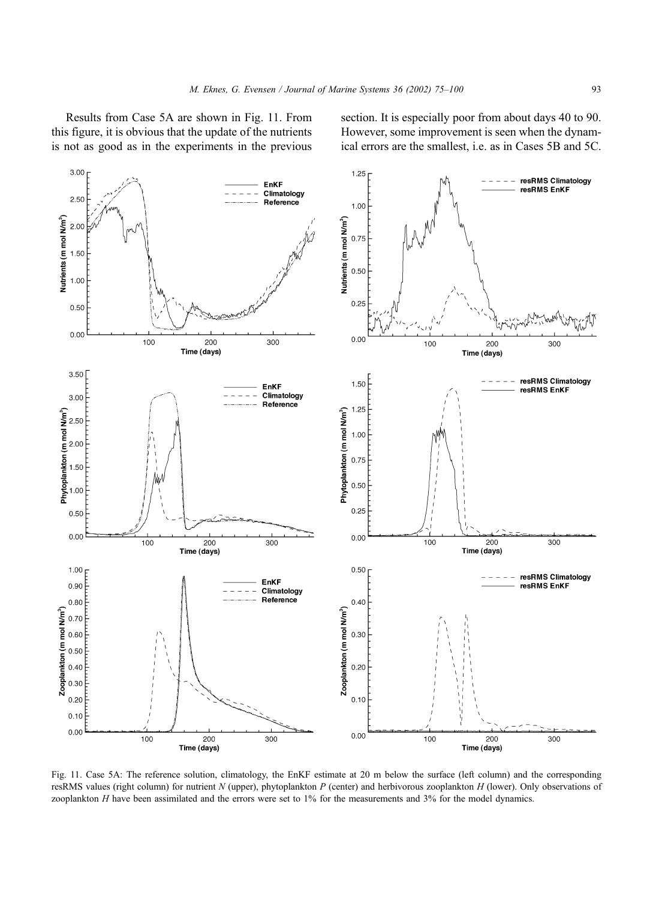Results from Case 5A are shown in Fig. 11. From this figure, it is obvious that the update of the nutrients is not as good as in the experiments in the previous section. It is especially poor from about days 40 to 90. However, some improvement is seen when the dynamical errors are the smallest, i.e. as in Cases 5B and 5C.

EnKF
Climatology
Reference
Nutrients (m mol N/m³)
Time (days)

resRMS Climatology
resRMS EnKF
Nutrients (m mol N/m³)
Time (days)

EnKF
Climatology
Reference
Phytoplankton (m mol N/m³)
Time (days)

resRMS Climatology
resRMS EnKF
Phytoplankton (m mol N/m³)
Time (days)

EnKF
Climatology
Reference
Zooplankton (m mol N/m³)
Time (days)

resRMS Climatology
resRMS EnKF
Zooplankton (m mol N/m³)
Time (days)

Fig. 11. Case 5A: The reference solution, climatology, the EnKF estimate at 20 m below the surface (left column) and the corresponding resRMS values (right column) for nutrient $N$ (upper), phytoplankton $P$ (center) and herbivorous zooplankton $H$ (lower). Only observations of zooplankton $H$ have been assimilated and the errors were set to 1% for the measurements and 3% for the model dynamics.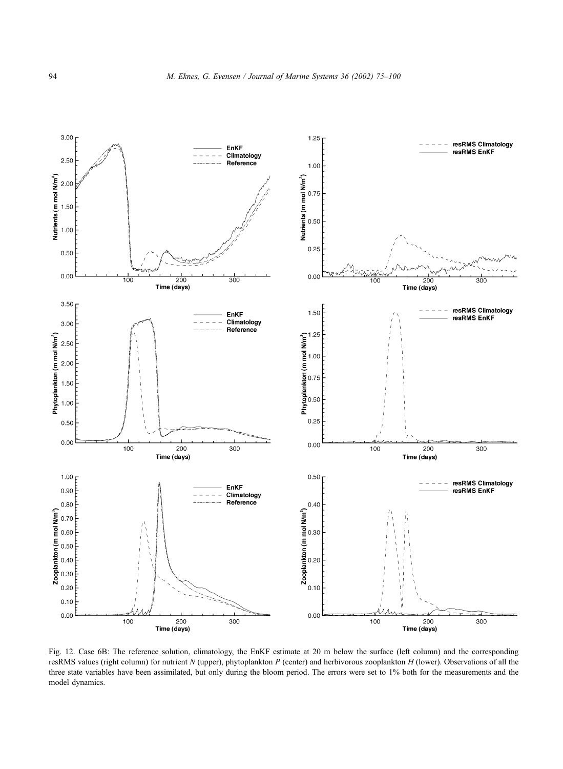3.00
2.50
2.00
1.50
1.00
0.50
0.00
Nutrients (m mol N/m$^3$)
100
200
300
Time (days)
EnKF
Climatology
Reference

1.25
1.00
0.75
0.50
0.25
0.00
Nutrients (m mol N/m$^3$)
100
200
300
Time (days)
resRMS Climatology
resRMS EnKF

3.50
3.00
2.50
2.00
1.50
1.00
0.50
0.00
Phytoplankton (m mol N/m$^3$)
100
200
300
Time (days)
EnKF
Climatology
Reference

1.50
1.25
1.00
0.75
0.50
0.25
0.00
Phytoplankton (m mol N/m$^3$)
100
200
300
Time (days)
resRMS Climatology
resRMS EnKF

1.00
0.90
0.80
0.70
0.60
0.50
0.40
0.30
0.20
0.10
0.00
Zooplankton (m mol N/m$^3$)
100
200
300
Time (days)
EnKF
Climatology
Reference

0.50
0.40
0.30
0.20
0.10
0.00
Zooplankton (m mol N/m$^3$)
100
200
300
Time (days)
resRMS Climatology
resRMS EnKF

Fig. 12. Case 6B: The reference solution, climatology, the EnKF estimate at 20 m below the surface (left column) and the corresponding resRMS values (right column) for nutrient $N$ (upper), phytoplankton $P$ (center) and herbivorous zooplankton $H$ (lower). Observations of all the three state variables have been assimilated, but only during the bloom period. The errors were set to 1% both for the measurements and the model dynamics.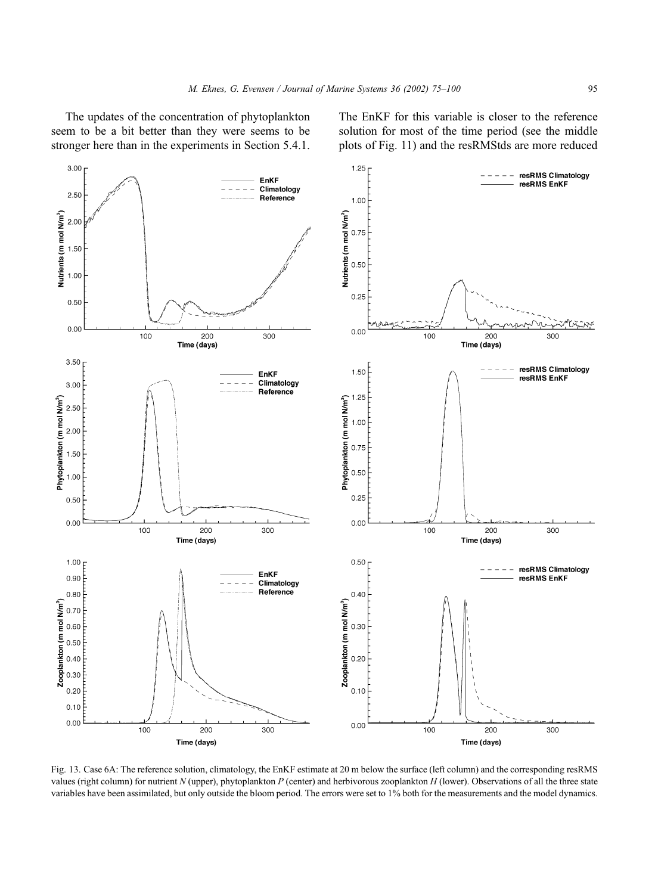The updates of the concentration of phytoplankton seem to be a bit better than they were seems to be stronger here than in the experiments in Section 5.4.1. The EnKF for this variable is closer to the reference solution for most of the time period (see the middle plots of Fig. 11) and the resRMStds are more reduced

EnKF
Climatology
Reference
Nutrients (m mol N/m$^3$)
3.00
2.50
2.00
1.50
1.00
0.50
0.00
100
200
300
Time (days)

resRMS Climatology
resRMS EnKF
Nutrients (m mol N/m$^3$)
1.25
1.00
0.75
0.50
0.25
0.00
100
200
300
Time (days)

EnKF
Climatology
Reference
Phytoplankton (m mol N/m$^3$)
3.50
3.00
2.50
2.00
1.50
1.00
0.50
0.00
100
200
300
Time (days)

resRMS Climatology
resRMS EnKF
Phytoplankton (m mol N/m$^3$)
1.50
1.25
1.00
0.75
0.50
0.25
0.00
100
200
300
Time (days)

EnKF
Climatology
Reference
Zooplankton (m mol N/m$^3$)
1.00
0.90
0.80
0.70
0.60
0.50
0.40
0.30
0.20
0.10
0.00
100
200
300
Time (days)

resRMS Climatology
resRMS EnKF
Zooplankton (m mol N/m$^3$)
0.50
0.40
0.30
0.20
0.10
0.00
100
200
300
Time (days)

Fig. 13. Case 6A: The reference solution, climatology, the EnKF estimate at 20 m below the surface (left column) and the corresponding resRMS values (right column) for nutrient $N$ (upper), phytoplankton $P$ (center) and herbivorous zooplankton $H$ (lower). Observations of all the three state variables have been assimilated, but only outside the bloom period. The errors were set to 1% both for the measurements and the model dynamics.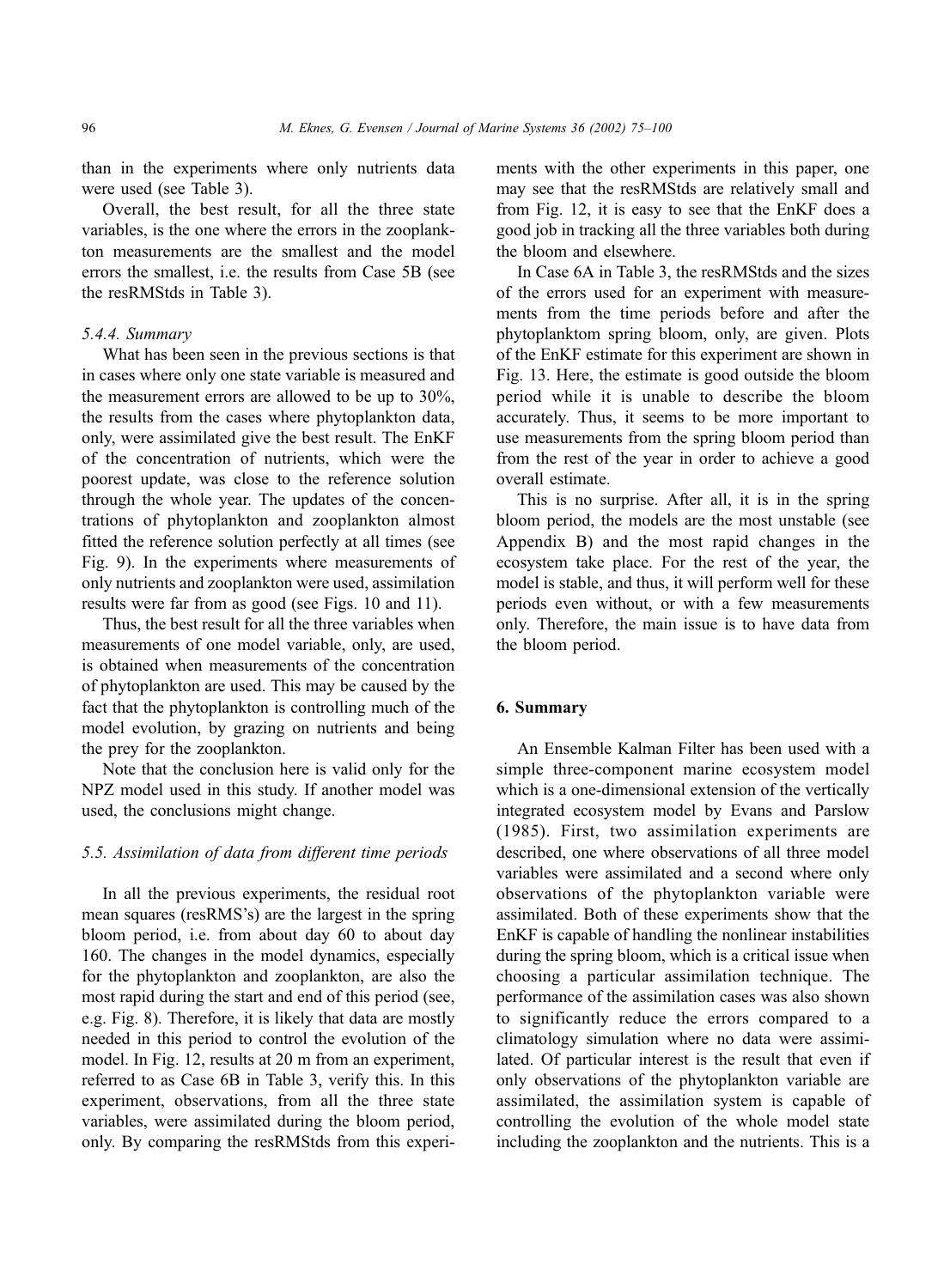than in the experiments where only nutrients data were used (see Table 3).

Overall, the best result, for all the three state variables, is the one where the errors in the zooplankton measurements are the smallest and the model errors the smallest, i.e. the results from Case 5B (see the resRMStds in Table 3).

#### 5.4.4. Summary

What has been seen in the previous sections is that in cases where only one state variable is measured and the measurement errors are allowed to be up to 30%, the results from the cases where phytoplankton data, only, were assimilated give the best result. The EnKF of the concentration of nutrients, which were the poorest update, was close to the reference solution through the whole year. The updates of the concentrations of phytoplankton and zooplankton almost fitted the reference solution perfectly at all times (see Fig. 9). In the experiments where measurements of only nutrients and zooplankton were used, assimilation results were far from as good (see Figs. 10 and 11).

Thus, the best result for all the three variables when measurements of one model variable, only, are used, is obtained when measurements of the concentration of phytoplankton are used. This may be caused by the fact that the phytoplankton is controlling much of the model evolution, by grazing on nutrients and being the prey for the zooplankton.

Note that the conclusion here is valid only for the NPZ model used in this study. If another model was used, the conclusions might change.

### *5.5. Assimilation of data from different time periods*

In all the previous experiments, the residual root mean squares (resRMS's) are the largest in the spring bloom period, i.e. from about day 60 to about day 160. The changes in the model dynamics, especially for the phytoplankton and zooplankton, are also the most rapid during the start and end of this period (see, e.g. Fig. 8). Therefore, it is likely that data are mostly needed in this period to control the evolution of the model. In Fig. 12, results at 20 m from an experiment, referred to as Case 6B in Table 3, verify this. In this experiment, observations, from all the three state variables, were assimilated during the bloom period, only. By comparing the resRMStds from this experiments with the other experiments in this paper, one may see that the resRMStds are relatively small and from Fig. 12, it is easy to see that the EnKF does a good job in tracking all the three variables both during the bloom and elsewhere.

In Case 6A in Table 3, the resRMStds and the sizes of the errors used for an experiment with measurements from the time periods before and after the phytoplanktom spring bloom, only, are given. Plots of the EnKF estimate for this experiment are shown in Fig. 13. Here, the estimate is good outside the bloom period while it is unable to describe the bloom accurately. Thus, it seems to be more important to use measurements from the spring bloom period than from the rest of the year in order to achieve a good overall estimate.

This is no surprise. After all, it is in the spring bloom period, the models are the most unstable (see Appendix B) and the most rapid changes in the ecosystem take place. For the rest of the year, the model is stable, and thus, it will perform well for these periods even without, or with a few measurements only. Therefore, the main issue is to have data from the bloom period.

## 6. Summary

An Ensemble Kalman Filter has been used with a simple three-component marine ecosystem model which is a one-dimensional extension of the vertically integrated ecosystem model by Evans and Parslow (1985). First, two assimilation experiments are described, one where observations of all three model variables were assimilated and a second where only observations of the phytoplankton variable were assimilated. Both of these experiments show that the EnKF is capable of handling the nonlinear instabilities during the spring bloom, which is a critical issue when choosing a particular assimilation technique. The performance of the assimilation cases was also shown to significantly reduce the errors compared to a climatology simulation where no data were assimilated. Of particular interest is the result that even if only observations of the phytoplankton variable are assimilated, the assimilation system is capable of controlling the evolution of the whole model state including the zooplankton and the nutrients. This is a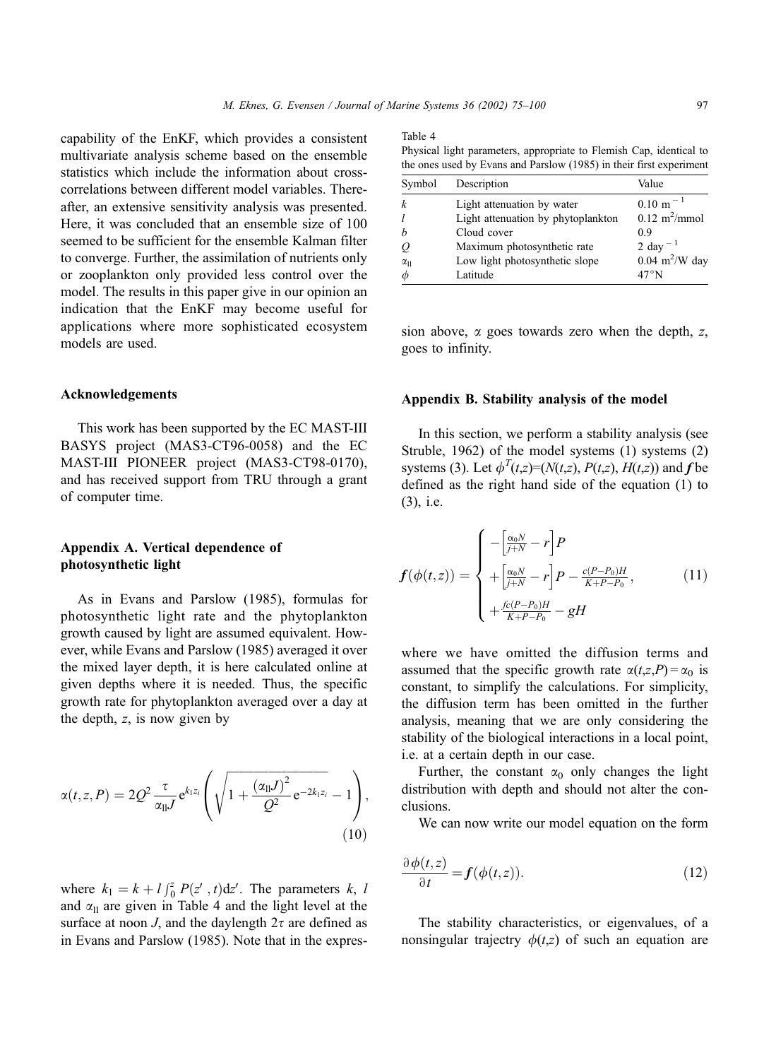capability of the EnKF, which provides a consistent multivariate analysis scheme based on the ensemble statistics which include the information about cross-correlations between different model variables. Thereafter, an extensive sensitivity analysis was presented. Here, it was concluded that an ensemble size of 100 seemed to be sufficient for the ensemble Kalman filter to converge. Further, the assimilation of nutrients only or zooplankton only provided less control over the model. The results in this paper give in our opinion an indication that the EnKF may become useful for applications where more sophisticated ecosystem models are used.

## Acknowledgements

This work has been supported by the EC MAST-III BASYS project (MAS3-CT96-0058) and the EC MAST-III PIONEER project (MAS3-CT98-0170), and has received support from TRU through a grant of computer time.

## Appendix A. Vertical dependence of photosynthetic light

As in Evans and Parslow (1985), formulas for photosynthetic light rate and the phytoplankton growth caused by light are assumed equivalent. However, while Evans and Parslow (1985) averaged it over the mixed layer depth, it is here calculated online at given depths where it is needed. Thus, the specific growth rate for phytoplankton averaged over a day at the depth, $z$, is now given by

$$\alpha(t,z,P) = 2Q^2 \frac{\tau}{\alpha_{ll} J} e^{k_1 z_i} \left( \sqrt{1 + \frac{(\alpha_{ll} J)^2}{Q^2} e^{-2k_1 z_i}} - 1 \right), \tag{10}$$

where $k_1 = k + l \int_0^z P(z', t) dz'$. The parameters $k$, $l$ and $\alpha_{ll}$ are given in Table 4 and the light level at the surface at noon $J$, and the daylength $2\tau$ are defined as in Evans and Parslow (1985). Note that in the expression above, $\alpha$ goes towards zero when the depth, $z$, goes to infinity.

Table 4
Physical light parameters, appropriate to Flemish Cap, identical to the ones used by Evans and Parslow (1985) in their first experiment

| Symbol | Description | Value |
|---|---|---|
| $k$ | Light attenuation by water | $0.10\ m^{-1}$ |
| $l$ | Light attenuation by phytoplankton | $0.12\ m^2/mmol$ |
| $b$ | Cloud cover | 0.9 |
| $Q$ | Maximum photosynthetic rate | $2\ day^{-1}$ |
| $\alpha_{ll}$ | Low light photosynthetic slope | $0.04\ m^2/W$ day |
| $\phi$ | Latitude | 47°N |

## Appendix B. Stability analysis of the model

In this section, we perform a stability analysis (see Struble, 1962) of the model systems (1) systems (2) systems (3). Let $\phi^T(t,z)=(N(t,z), P(t,z), H(t,z))$ and $\boldsymbol{f}$ be defined as the right hand side of the equation (1) to (3), i.e.

$$\boldsymbol{f}(\phi(t,z)) = \begin{cases} -\left[\frac{\alpha_0 N}{j+N} - r\right] P \\ +\left[\frac{\alpha_0 N}{j+N} - r\right] P - \frac{c(P-P_0)H}{K+P-P_0}, \\ +\frac{fc(P-P_0)H}{K+P-P_0} - gH \end{cases} \tag{11}$$

where we have omitted the diffusion terms and assumed that the specific growth rate $\alpha(t,z,P) = \alpha_0$ is constant, to simplify the calculations. For simplicity, the diffusion term has been omitted in the further analysis, meaning that we are only considering the stability of the biological interactions in a local point, i.e. at a certain depth in our case.

Further, the constant $\alpha_0$ only changes the light distribution with depth and should not alter the conclusions.

We can now write our model equation on the form

$$\frac{\partial \phi(t,z)}{\partial t} = \boldsymbol{f}(\phi(t,z)). \tag{12}$$

The stability characteristics, or eigenvalues, of a nonsingular trajectry $\phi(t,z)$ of such an equation are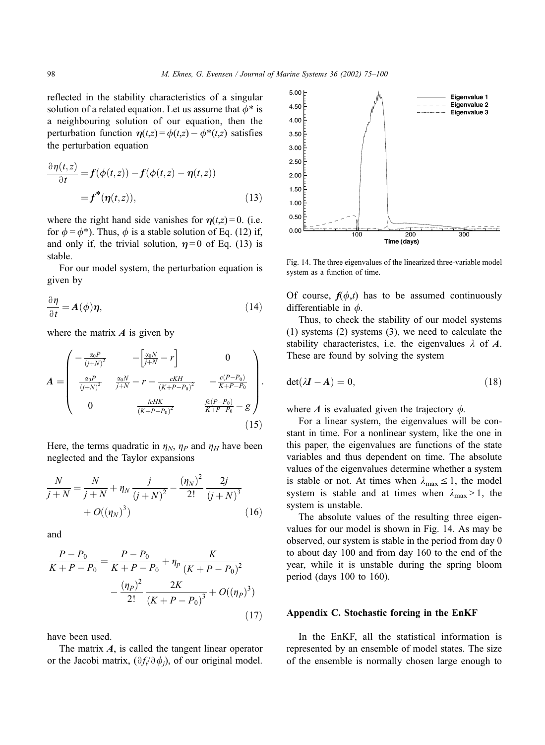reflected in the stability characteristics of a singular solution of a related equation. Let us assume that $\phi^*$ is a neighbouring solution of our equation, then the perturbation function $\boldsymbol{\eta}(t,z) = \phi(t,z) - \phi^*(t,z)$ satisfies the perturbation equation

$$\frac{\partial \eta(t,z)}{\partial t} = \boldsymbol{f}(\phi(t,z)) - \boldsymbol{f}(\phi(t,z) - \boldsymbol{\eta}(t,z)) = \boldsymbol{f}^*(\boldsymbol{\eta}(t,z)), \tag{13}$$

where the right hand side vanishes for $\boldsymbol{\eta}(t,z) = 0$. (i.e. for $\phi = \phi^*$). Thus, $\phi$ is a stable solution of Eq. (12) if, and only if, the trivial solution, $\boldsymbol{\eta} = 0$ of Eq. (13) is stable.

For our model system, the perturbation equation is given by

$$\frac{\partial \eta}{\partial t} = \boldsymbol{A}(\phi)\boldsymbol{\eta}, \tag{14}$$

where the matrix $\boldsymbol{A}$ is given by

$$\boldsymbol{A} = \begin{pmatrix} -\frac{\alpha_0 P}{(j+N)^2} & -\left[\frac{\alpha_0 N}{j+N} - r\right] & 0 \\ \frac{\alpha_0 P}{(j+N)^2} & \frac{\alpha_0 N}{j+N} - r - \frac{cKH}{(K+P-P_0)^2} & -\frac{c(P-P_0)}{K+P-P_0} \\ 0 & \frac{fcHK}{(K+P-P_0)^2} & \frac{fc(P-P_0)}{K+P-P_0} - g \end{pmatrix}. \tag{15}$$

Here, the terms quadratic in $\eta_N$, $\eta_P$ and $\eta_H$ have been neglected and the Taylor expansions

$$\frac{N}{j+N} = \frac{N}{j+N} + \eta_N \frac{j}{(j+N)^2} - \frac{(\eta_N)^2}{2!} \frac{2j}{(j+N)^3} + O((\eta_N)^3) \tag{16}$$

and

$$\frac{P-P_0}{K+P-P_0} = \frac{P-P_0}{K+P-P_0} + \eta_P \frac{K}{(K+P-P_0)^2} - \frac{(\eta_P)^2}{2!} \frac{2K}{(K+P-P_0)^3} + O((\eta_P)^3) \tag{17}$$

have been used.

The matrix $\boldsymbol{A}$, is called the tangent linear operator or the Jacobi matrix, $(\partial f_i / \partial \phi_j)$, of our original model. Of course, $\boldsymbol{f}(\phi,t)$ has to be assumed continuously differentiable in $\phi$.

Thus, to check the stability of our model systems (1) systems (2) systems (3), we need to calculate the stability characteristcs, i.e. the eigenvalues $\lambda$ of $\boldsymbol{A}$. These are found by solving the system

$$\det(\lambda \boldsymbol{I} - \boldsymbol{A}) = 0, \tag{18}$$

where $\boldsymbol{A}$ is evaluated given the trajectory $\phi$.

For a linear system, the eigenvalues will be constant in time. For a nonlinear system, like the one in this paper, the eigenvalues are functions of the state variables and thus dependent on time. The absolute values of the eigenvalues determine whether a system is stable or not. At times when $\lambda_{\max} \leq 1$, the model system is stable and at times when $\lambda_{\max} > 1$, the system is unstable.

The absolute values of the resulting three eigenvalues for our model is shown in Fig. 14. As may be observed, our system is stable in the period from day 0 to about day 100 and from day 160 to the end of the year, while it is unstable during the spring bloom period (days 100 to 160).

Eigenvalue 1
Eigenvalue 2
Eigenvalue 3
5.00
4.50
4.00
3.50
3.00
2.50
2.00
1.50
1.00
0.50
0.00
100
200
300
Time (days)

Fig. 14. The three eigenvalues of the linearized three-variable model system as a function of time.

## Appendix C. Stochastic forcing in the EnKF

In the EnKF, all the statistical information is represented by an ensemble of model states. The size of the ensemble is normally chosen large enough to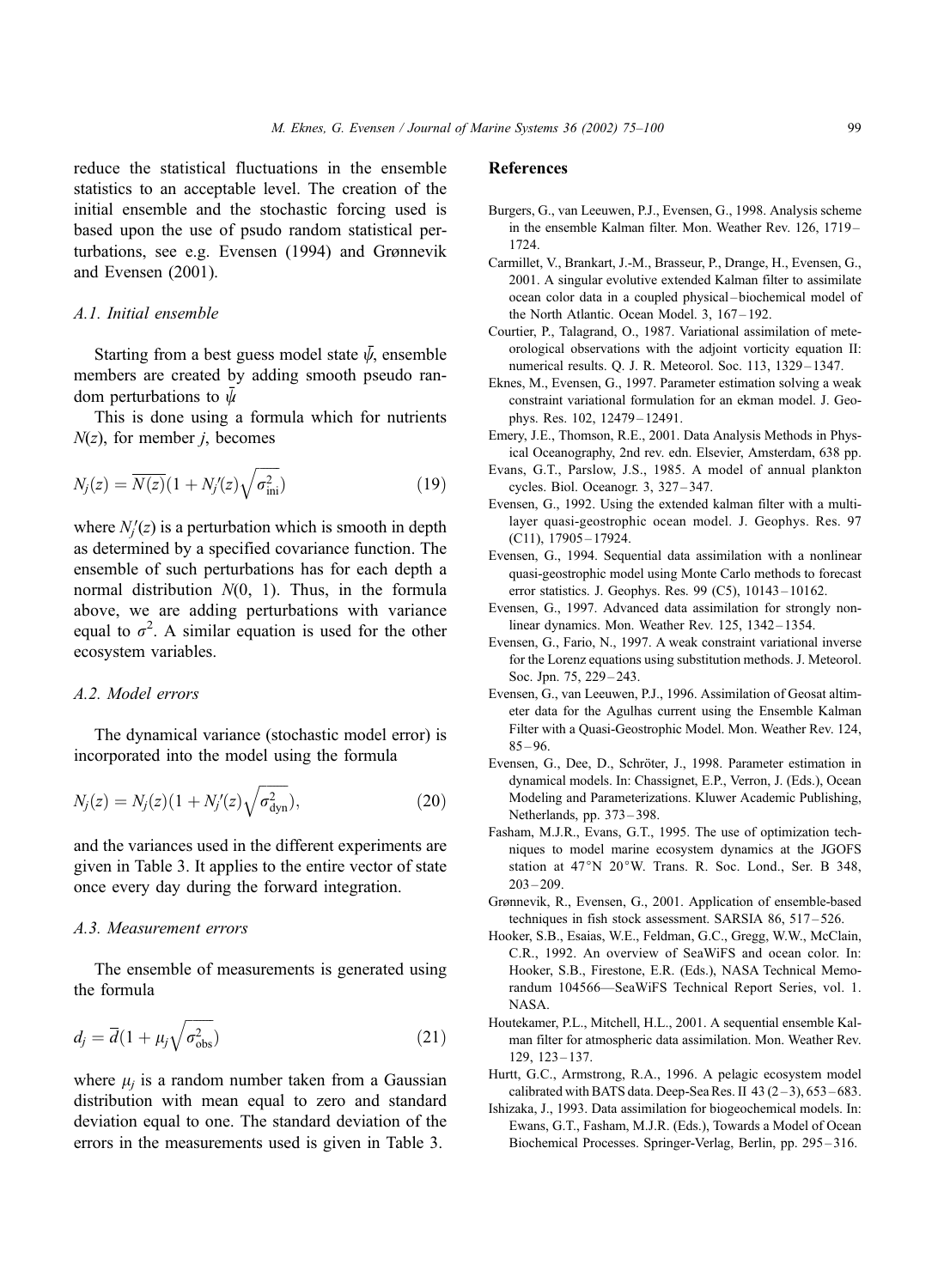reduce the statistical fluctuations in the ensemble statistics to an acceptable level. The creation of the initial ensemble and the stochastic forcing used is based upon the use of psudo random statistical perturbations, see e.g. Evensen (1994) and Grønnevik and Evensen (2001).

### A.1. Initial ensemble

Starting from a best guess model state $\bar{\psi}$, ensemble members are created by adding smooth pseudo random perturbations to $\bar{\psi}$

This is done using a formula which for nutrients $N(z)$, for member $j$, becomes

$$N_j(z) = \overline{N(z)}(1 + N_j'(z)\sqrt{\sigma_{\mathrm{ini}}^2}) \tag{19}$$

where $N_j'(z)$ is a perturbation which is smooth in depth as determined by a specified covariance function. The ensemble of such perturbations has for each depth a normal distribution $N(0, 1)$. Thus, in the formula above, we are adding perturbations with variance equal to $\sigma^2$. A similar equation is used for the other ecosystem variables.

### A.2. Model errors

The dynamical variance (stochastic model error) is incorporated into the model using the formula

$$N_j(z) = N_j(z)(1 + N_j'(z)\sqrt{\sigma_{\mathrm{dyn}}^2}), \tag{20}$$

and the variances used in the different experiments are given in Table 3. It applies to the entire vector of state once every day during the forward integration.

### A.3. Measurement errors

The ensemble of measurements is generated using the formula

$$d_j = \overline{d}(1 + \mu_j\sqrt{\sigma_{\mathrm{obs}}^2}) \tag{21}$$

where $\mu_j$ is a random number taken from a Gaussian distribution with mean equal to zero and standard deviation equal to one. The standard deviation of the errors in the measurements used is given in Table 3.

## References

Burgers, G., van Leeuwen, P.J., Evensen, G., 1998. Analysis scheme in the ensemble Kalman filter. Mon. Weather Rev. 126, 1719–1724.

Carmillet, V., Brankart, J.-M., Brasseur, P., Drange, H., Evensen, G., 2001. A singular evolutive extended Kalman filter to assimilate ocean color data in a coupled physical–biochemical model of the North Atlantic. Ocean Model. 3, 167–192.

Courtier, P., Talagrand, O., 1987. Variational assimilation of meteorological observations with the adjoint vorticity equation II: numerical results. Q. J. R. Meteorol. Soc. 113, 1329–1347.

Eknes, M., Evensen, G., 1997. Parameter estimation solving a weak constraint variational formulation for an ekman model. J. Geophys. Res. 102, 12479–12491.

Emery, J.E., Thomson, R.E., 2001. Data Analysis Methods in Physical Oceanography, 2nd rev. edn. Elsevier, Amsterdam, 638 pp.

Evans, G.T., Parslow, J.S., 1985. A model of annual plankton cycles. Biol. Oceanogr. 3, 327–347.

Evensen, G., 1992. Using the extended kalman filter with a multilayer quasi-geostrophic ocean model. J. Geophys. Res. 97 (C11), 17905–17924.

Evensen, G., 1994. Sequential data assimilation with a nonlinear quasi-geostrophic model using Monte Carlo methods to forecast error statistics. J. Geophys. Res. 99 (C5), 10143–10162.

Evensen, G., 1997. Advanced data assimilation for strongly nonlinear dynamics. Mon. Weather Rev. 125, 1342–1354.

Evensen, G., Fario, N., 1997. A weak constraint variational inverse for the Lorenz equations using substitution methods. J. Meteorol. Soc. Jpn. 75, 229–243.

Evensen, G., van Leeuwen, P.J., 1996. Assimilation of Geosat altimeter data for the Agulhas current using the Ensemble Kalman Filter with a Quasi-Geostrophic Model. Mon. Weather Rev. 124, 85–96.

Evensen, G., Dee, D., Schröter, J., 1998. Parameter estimation in dynamical models. In: Chassignet, E.P., Verron, J. (Eds.), Ocean Modeling and Parameterizations. Kluwer Academic Publishing, Netherlands, pp. 373–398.

Fasham, M.J.R., Evans, G.T., 1995. The use of optimization techniques to model marine ecosystem dynamics at the JGOFS station at 47°N 20°W. Trans. R. Soc. Lond., Ser. B 348, 203–209.

Grønnevik, R., Evensen, G., 2001. Application of ensemble-based techniques in fish stock assessment. SARSIA 86, 517–526.

Hooker, S.B., Esaias, W.E., Feldman, G.C., Gregg, W.W., McClain, C.R., 1992. An overview of SeaWiFS and ocean color. In: Hooker, S.B., Firestone, E.R. (Eds.), NASA Technical Memorandum 104566—SeaWiFS Technical Report Series, vol. 1. NASA.

Houtekamer, P.L., Mitchell, H.L., 2001. A sequential ensemble Kalman filter for atmospheric data assimilation. Mon. Weather Rev. 129, 123–137.

Hurtt, G.C., Armstrong, R.A., 1996. A pelagic ecosystem model calibrated with BATS data. Deep-Sea Res. II 43 (2–3), 653–683.

Ishizaka, J., 1993. Data assimilation for biogeochemical models. In: Ewans, G.T., Fasham, M.J.R. (Eds.), Towards a Model of Ocean Biochemical Processes. Springer-Verlag, Berlin, pp. 295–316.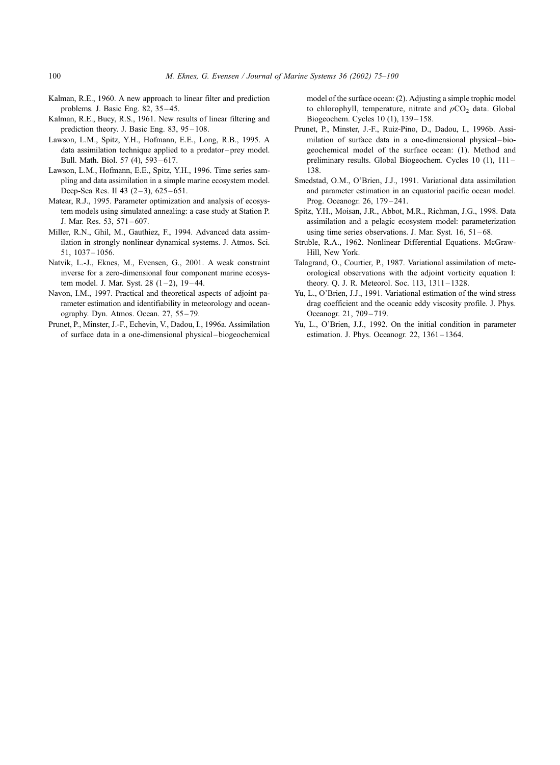Kalman, R.E., 1960. A new approach to linear filter and prediction problems. J. Basic Eng. 82, 35–45.

Kalman, R.E., Bucy, R.S., 1961. New results of linear filtering and prediction theory. J. Basic Eng. 83, 95–108.

Lawson, L.M., Spitz, Y.H., Hofmann, E.E., Long, R.B., 1995. A data assimilation technique applied to a predator–prey model. Bull. Math. Biol. 57 (4), 593–617.

Lawson, L.M., Hofmann, E.E., Spitz, Y.H., 1996. Time series sampling and data assimilation in a simple marine ecosystem model. Deep-Sea Res. II 43 (2–3), 625–651.

Matear, R.J., 1995. Parameter optimization and analysis of ecosystem models using simulated annealing: a case study at Station P. J. Mar. Res. 53, 571–607.

Miller, R.N., Ghil, M., Gauthiez, F., 1994. Advanced data assimilation in strongly nonlinear dynamical systems. J. Atmos. Sci. 51, 1037–1056.

Natvik, L.-J., Eknes, M., Evensen, G., 2001. A weak constraint inverse for a zero-dimensional four component marine ecosystem model. J. Mar. Syst. 28 (1–2), 19–44.

Navon, I.M., 1997. Practical and theoretical aspects of adjoint parameter estimation and identifiability in meteorology and oceanography. Dyn. Atmos. Ocean. 27, 55–79.

Prunet, P., Minster, J.-F., Echevin, V., Dadou, I., 1996a. Assimilation of surface data in a one-dimensional physical–biogeochemical model of the surface ocean: (2). Adjusting a simple trophic model to chlorophyll, temperature, nitrate and $pCO_2$ data. Global Biogeochem. Cycles 10 (1), 139–158.

Prunet, P., Minster, J.-F., Ruiz-Pino, D., Dadou, I., 1996b. Assimilation of surface data in a one-dimensional physical–biogeochemical model of the surface ocean: (1). Method and preliminary results. Global Biogeochem. Cycles 10 (1), 111–138.

Smedstad, O.M., O'Brien, J.J., 1991. Variational data assimilation and parameter estimation in an equatorial pacific ocean model. Prog. Oceanogr. 26, 179–241.

Spitz, Y.H., Moisan, J.R., Abbot, M.R., Richman, J.G., 1998. Data assimilation and a pelagic ecosystem model: parameterization using time series observations. J. Mar. Syst. 16, 51–68.

Struble, R.A., 1962. Nonlinear Differential Equations. McGraw-Hill, New York.

Talagrand, O., Courtier, P., 1987. Variational assimilation of meteorological observations with the adjoint vorticity equation I: theory. Q. J. R. Meteorol. Soc. 113, 1311–1328.

Yu, L., O'Brien, J.J., 1991. Variational estimation of the wind stress drag coefficient and the oceanic eddy viscosity profile. J. Phys. Oceanogr. 21, 709–719.

Yu, L., O'Brien, J.J., 1992. On the initial condition in parameter estimation. J. Phys. Oceanogr. 22, 1361–1364.